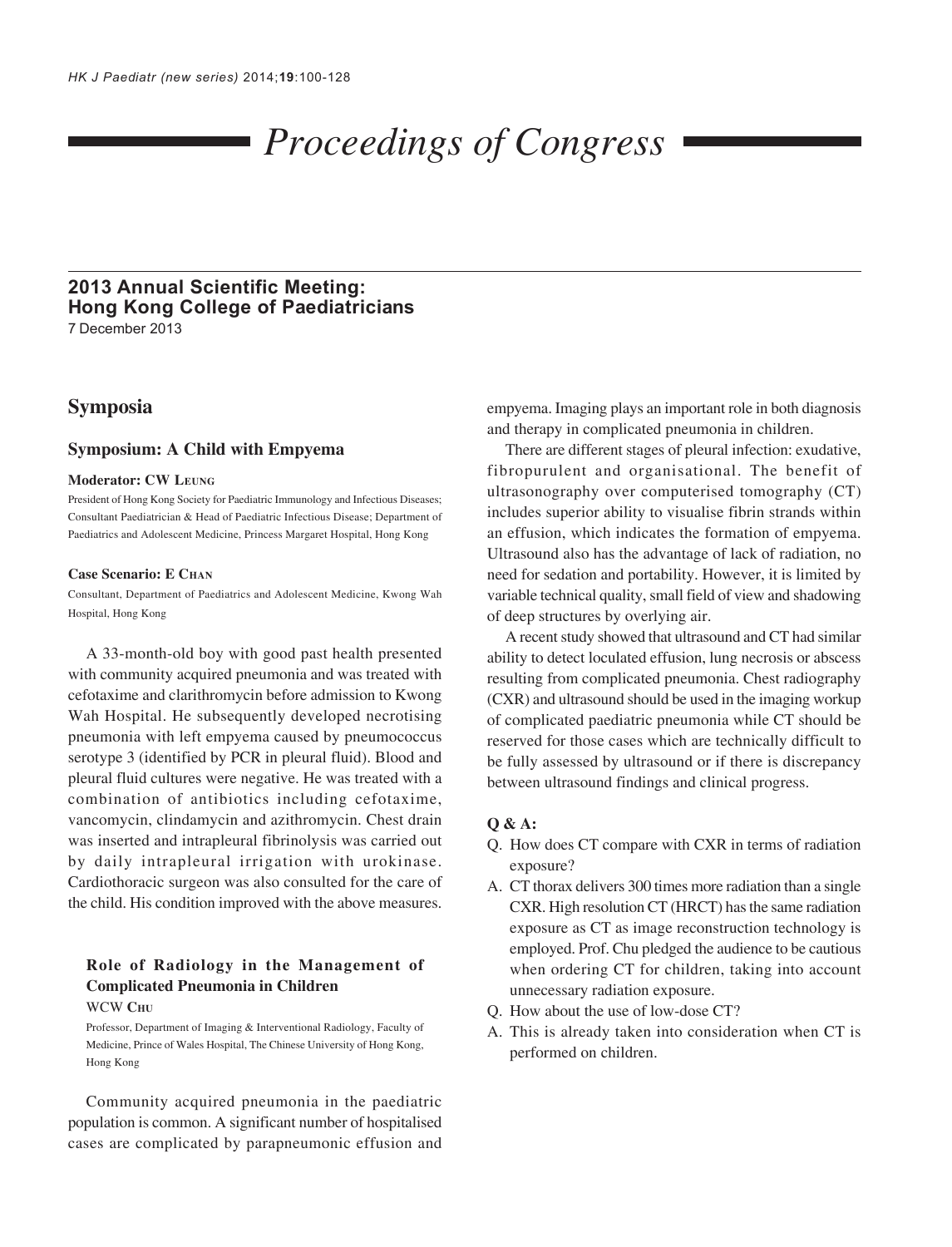# Proceedings of Congress

## 2013 Annual Scientific Meeting: Hong Kong College of Paediatricians

7 December 2013

## Symposia

### Symposium: A Child with Empyema

**Moderator: CW Leung**

President of Hong Kong Society for Paediatric Immunology and Infectious Diseases; Consultant Paediatrician & Head of Paediatric Infectious Disease; Department of Paediatrics and Adolescent Medicine, Princess Margaret Hospital, Hong Kong

**Case Scenario: E Chan**

Consultant, Department of Paediatrics and Adolescent Medicine, Kwong Wah Hospital, Hong Kong

A 33-month-old boy with good past health presented with community acquired pneumonia and was treated with cefotaxime and clarithromycin before admission to Kwong Wah Hospital. He subsequently developed necrotising pneumonia with left empyema caused by pneumococcus serotype 3 (identified by PCR in pleural fluid). Blood and pleural fluid cultures were negative. He was treated with a combination of antibiotics including cefotaxime, vancomycin, clindamycin and azithromycin. Chest drain was inserted and intrapleural fibrinolysis was carried out by daily intrapleural irrigation with urokinase. Cardiothoracic surgeon was also consulted for the care of the child. His condition improved with the above measures.

#### Role of Radiology in the Management of Complicated Pneumonia in Children

WCW Chu

Professor, Department of Imaging & Interventional Radiology, Faculty of Medicine, Prince of Wales Hospital, The Chinese University of Hong Kong, Hong Kong

Community acquired pneumonia in the paediatric population is common. A significant number of hospitalised cases are complicated by parapneumonic effusion and empyema. Imaging plays an important role in both diagnosis and therapy in complicated pneumonia in children.

There are different stages of pleural infection: exudative, fibropurulent and organisational. The benefit of ultrasonography over computerised tomography (CT) includes superior ability to visualise fibrin strands within an effusion, which indicates the formation of empyema. Ultrasound also has the advantage of lack of radiation, no need for sedation and portability. However, it is limited by variable technical quality, small field of view and shadowing of deep structures by overlying air.

A recent study showed that ultrasound and CT had similar ability to detect loculated effusion, lung necrosis or abscess resulting from complicated pneumonia. Chest radiography (CXR) and ultrasound should be used in the imaging workup of complicated paediatric pneumonia while CT should be reserved for those cases which are technically difficult to be fully assessed by ultrasound or if there is discrepancy between ultrasound findings and clinical progress.

**Q & A:**

Q. How does CT compare with CXR in terms of radiation exposure?

A. CT thorax delivers 300 times more radiation than a single CXR. High resolution CT (HRCT) has the same radiation exposure as CT as image reconstruction technology is employed. Prof. Chu pledged the audience to be cautious when ordering CT for children, taking into account unnecessary radiation exposure.

Q. How about the use of low-dose CT?

A. This is already taken into consideration when CT is performed on children.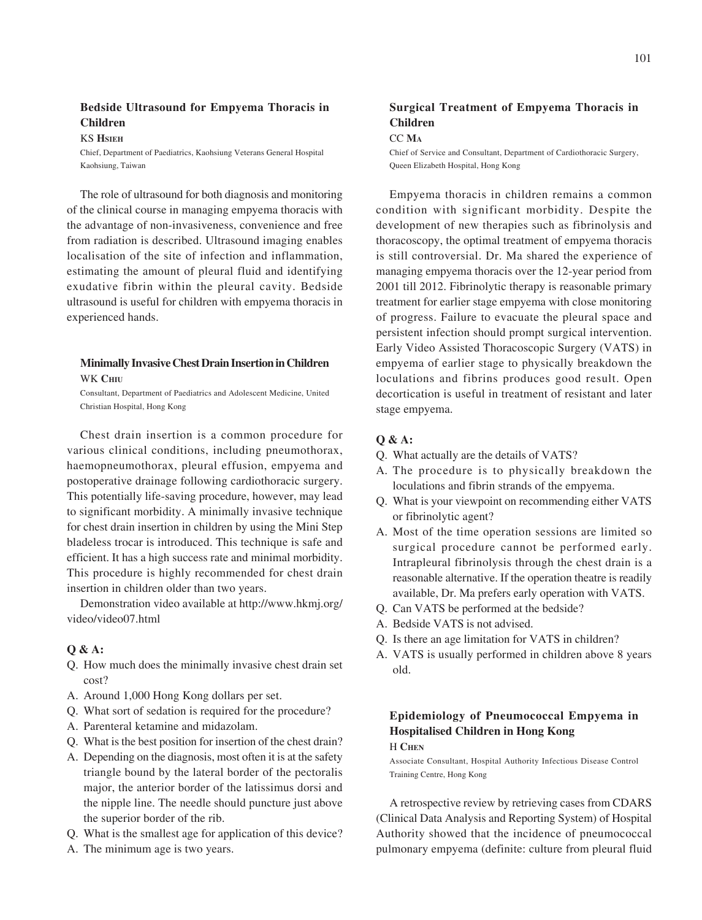### Bedside Ultrasound for Empyema Thoracis in Children

KS **Hsieh**

Chief, Department of Paediatrics, Kaohsiung Veterans General Hospital Kaohsiung, Taiwan

The role of ultrasound for both diagnosis and monitoring of the clinical course in managing empyema thoracis with the advantage of non-invasiveness, convenience and free from radiation is described. Ultrasound imaging enables localisation of the site of infection and inflammation, estimating the amount of pleural fluid and identifying exudative fibrin within the pleural cavity. Bedside ultrasound is useful for children with empyema thoracis in experienced hands.

### Minimally Invasive Chest Drain Insertion in Children

WK **Chiu**

Consultant, Department of Paediatrics and Adolescent Medicine, United Christian Hospital, Hong Kong

Chest drain insertion is a common procedure for various clinical conditions, including pneumothorax, haemopneumothorax, pleural effusion, empyema and postoperative drainage following cardiothoracic surgery. This potentially life-saving procedure, however, may lead to significant morbidity. A minimally invasive technique for chest drain insertion in children by using the Mini Step bladeless trocar is introduced. This technique is safe and efficient. It has a high success rate and minimal morbidity. This procedure is highly recommended for chest drain insertion in children older than two years.

Demonstration video available at http://www.hkmj.org/video/video07.html

**Q & A:**

- Q. How much does the minimally invasive chest drain set cost?
- A. Around 1,000 Hong Kong dollars per set.
- Q. What sort of sedation is required for the procedure?
- A. Parenteral ketamine and midazolam.
- Q. What is the best position for insertion of the chest drain?
- A. Depending on the diagnosis, most often it is at the safety triangle bound by the lateral border of the pectoralis major, the anterior border of the latissimus dorsi and the nipple line. The needle should puncture just above the superior border of the rib.
- Q. What is the smallest age for application of this device?
- A. The minimum age is two years.

### Surgical Treatment of Empyema Thoracis in Children

CC **Ma**

Chief of Service and Consultant, Department of Cardiothoracic Surgery, Queen Elizabeth Hospital, Hong Kong

Empyema thoracis in children remains a common condition with significant morbidity. Despite the development of new therapies such as fibrinolysis and thoracoscopy, the optimal treatment of empyema thoracis is still controversial. Dr. Ma shared the experience of managing empyema thoracis over the 12-year period from 2001 till 2012. Fibrinolytic therapy is reasonable primary treatment for earlier stage empyema with close monitoring of progress. Failure to evacuate the pleural space and persistent infection should prompt surgical intervention. Early Video Assisted Thoracoscopic Surgery (VATS) in empyema of earlier stage to physically breakdown the loculations and fibrins produces good result. Open decortication is useful in treatment of resistant and later stage empyema.

**Q & A:**

- Q. What actually are the details of VATS?
- A. The procedure is to physically breakdown the loculations and fibrin strands of the empyema.
- Q. What is your viewpoint on recommending either VATS or fibrinolytic agent?
- A. Most of the time operation sessions are limited so surgical procedure cannot be performed early. Intrapleural fibrinolysis through the chest drain is a reasonable alternative. If the operation theatre is readily available, Dr. Ma prefers early operation with VATS.
- Q. Can VATS be performed at the bedside?
- A. Bedside VATS is not advised.
- Q. Is there an age limitation for VATS in children?
- A. VATS is usually performed in children above 8 years old.

### Epidemiology of Pneumococcal Empyema in Hospitalised Children in Hong Kong

H **Chen**

Associate Consultant, Hospital Authority Infectious Disease Control Training Centre, Hong Kong

A retrospective review by retrieving cases from CDARS (Clinical Data Analysis and Reporting System) of Hospital Authority showed that the incidence of pneumococcal pulmonary empyema (definite: culture from pleural fluid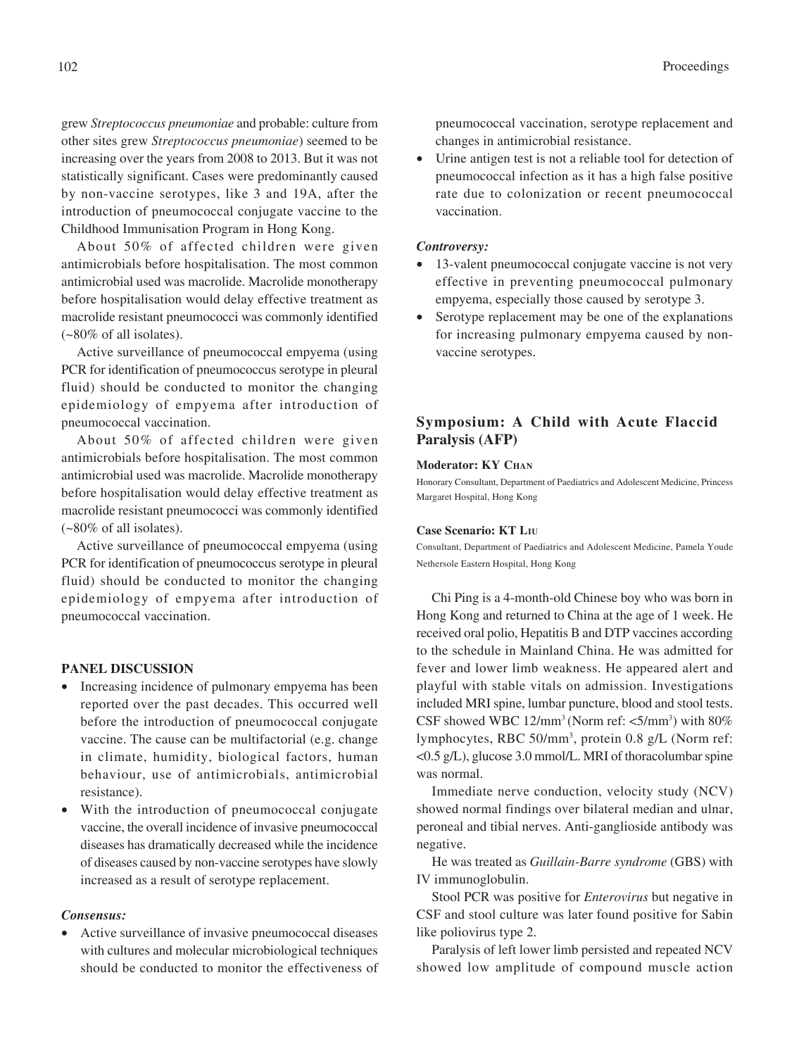grew *Streptococcus pneumoniae* and probable: culture from other sites grew *Streptococcus pneumoniae*) seemed to be increasing over the years from 2008 to 2013. But it was not statistically significant. Cases were predominantly caused by non-vaccine serotypes, like 3 and 19A, after the introduction of pneumococcal conjugate vaccine to the Childhood Immunisation Program in Hong Kong.

About 50% of affected children were given antimicrobials before hospitalisation. The most common antimicrobial used was macrolide. Macrolide monotherapy before hospitalisation would delay effective treatment as macrolide resistant pneumococci was commonly identified (~80% of all isolates).

Active surveillance of pneumococcal empyema (using PCR for identification of pneumococcus serotype in pleural fluid) should be conducted to monitor the changing epidemiology of empyema after introduction of pneumococcal vaccination.

About 50% of affected children were given antimicrobials before hospitalisation. The most common antimicrobial used was macrolide. Macrolide monotherapy before hospitalisation would delay effective treatment as macrolide resistant pneumococci was commonly identified (~80% of all isolates).

Active surveillance of pneumococcal empyema (using PCR for identification of pneumococcus serotype in pleural fluid) should be conducted to monitor the changing epidemiology of empyema after introduction of pneumococcal vaccination.

**PANEL DISCUSSION**

- Increasing incidence of pulmonary empyema has been reported over the past decades. This occurred well before the introduction of pneumococcal conjugate vaccine. The cause can be multifactorial (e.g. change in climate, humidity, biological factors, human behaviour, use of antimicrobials, antimicrobial resistance).
- With the introduction of pneumococcal conjugate vaccine, the overall incidence of invasive pneumococcal diseases has dramatically decreased while the incidence of diseases caused by non-vaccine serotypes have slowly increased as a result of serotype replacement.

***Consensus:***

- Active surveillance of invasive pneumococcal diseases with cultures and molecular microbiological techniques should be conducted to monitor the effectiveness of pneumococcal vaccination, serotype replacement and changes in antimicrobial resistance.
- Urine antigen test is not a reliable tool for detection of pneumococcal infection as it has a high false positive rate due to colonization or recent pneumococcal vaccination.

***Controversy:***

- 13-valent pneumococcal conjugate vaccine is not very effective in preventing pneumococcal pulmonary empyema, especially those caused by serotype 3.
- Serotype replacement may be one of the explanations for increasing pulmonary empyema caused by non-vaccine serotypes.

## Symposium: A Child with Acute Flaccid Paralysis (AFP)

**Moderator: KY Chan**

Honorary Consultant, Department of Paediatrics and Adolescent Medicine, Princess Margaret Hospital, Hong Kong

**Case Scenario: KT Liu**

Consultant, Department of Paediatrics and Adolescent Medicine, Pamela Youde Nethersole Eastern Hospital, Hong Kong

Chi Ping is a 4-month-old Chinese boy who was born in Hong Kong and returned to China at the age of 1 week. He received oral polio, Hepatitis B and DTP vaccines according to the schedule in Mainland China. He was admitted for fever and lower limb weakness. He appeared alert and playful with stable vitals on admission. Investigations included MRI spine, lumbar puncture, blood and stool tests. CSF showed WBC 12/mm$^3$ (Norm ref: <5/mm$^3$) with 80% lymphocytes, RBC 50/mm$^3$, protein 0.8 g/L (Norm ref: <0.5 g/L), glucose 3.0 mmol/L. MRI of thoracolumbar spine was normal.

Immediate nerve conduction, velocity study (NCV) showed normal findings over bilateral median and ulnar, peroneal and tibial nerves. Anti-ganglioside antibody was negative.

He was treated as *Guillain-Barre syndrome* (GBS) with IV immunoglobulin.

Stool PCR was positive for *Enterovirus* but negative in CSF and stool culture was later found positive for Sabin like poliovirus type 2.

Paralysis of left lower limb persisted and repeated NCV showed low amplitude of compound muscle action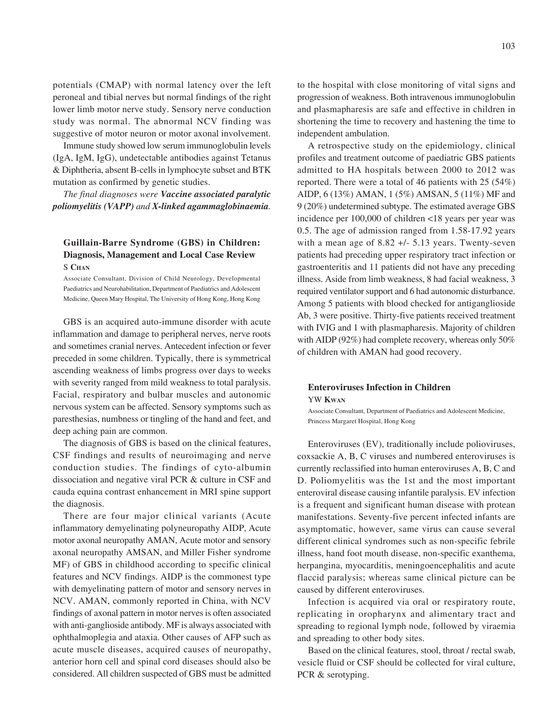potentials (CMAP) with normal latency over the left peroneal and tibial nerves but normal findings of the right lower limb motor nerve study. Sensory nerve conduction study was normal. The abnormal NCV finding was suggestive of motor neuron or motor axonal involvement.

Immune study showed low serum immunoglobulin levels (IgA, IgM, IgG), undetectable antibodies against Tetanus & Diphtheria, absent B-cells in lymphocyte subset and BTK mutation as confirmed by genetic studies.

*The final diagnoses were **Vaccine associated paralytic poliomyelitis (VAPP)** and **X-linked agammaglobinaemia**.*

### Guillain-Barre Syndrome (GBS) in Children: Diagnosis, Management and Local Case Review

S Chan

Associate Consultant, Division of Child Neurology, Developmental Paediatrics and Neurohabilitation, Department of Paediatrics and Adolescent Medicine, Queen Mary Hospital, The University of Hong Kong, Hong Kong

GBS is an acquired auto-immune disorder with acute inflammation and damage to peripheral nerves, nerve roots and sometimes cranial nerves. Antecedent infection or fever preceded in some children. Typically, there is symmetrical ascending weakness of limbs progress over days to weeks with severity ranged from mild weakness to total paralysis. Facial, respiratory and bulbar muscles and autonomic nervous system can be affected. Sensory symptoms such as paresthesias, numbness or tingling of the hand and feet, and deep aching pain are common.

The diagnosis of GBS is based on the clinical features, CSF findings and results of neuroimaging and nerve conduction studies. The findings of cyto-albumin dissociation and negative viral PCR & culture in CSF and cauda equina contrast enhancement in MRI spine support the diagnosis.

There are four major clinical variants (Acute inflammatory demyelinating polyneuropathy AIDP, Acute motor axonal neuropathy AMAN, Acute motor and sensory axonal neuropathy AMSAN, and Miller Fisher syndrome MF) of GBS in childhood according to specific clinical features and NCV findings. AIDP is the commonest type with demyelinating pattern of motor and sensory nerves in NCV. AMAN, commonly reported in China, with NCV findings of axonal pattern in motor nerves is often associated with anti-ganglioside antibody. MF is always associated with ophthalmoplegia and ataxia. Other causes of AFP such as acute muscle diseases, acquired causes of neuropathy, anterior horn cell and spinal cord diseases should also be considered. All children suspected of GBS must be admitted to the hospital with close monitoring of vital signs and progression of weakness. Both intravenous immunoglobulin and plasmapharesis are safe and effective in children in shortening the time to recovery and hastening the time to independent ambulation.

A retrospective study on the epidemiology, clinical profiles and treatment outcome of paediatric GBS patients admitted to HA hospitals between 2000 to 2012 was reported. There were a total of 46 patients with 25 (54%) AIDP, 6 (13%) AMAN, 1 (5%) AMSAN, 5 (11%) MF and 9 (20%) undetermined subtype. The estimated average GBS incidence per 100,000 of children <18 years per year was 0.5. The age of admission ranged from 1.58-17.92 years with a mean age of 8.82 +/- 5.13 years. Twenty-seven patients had preceding upper respiratory tract infection or gastroenteritis and 11 patients did not have any preceding illness. Aside from limb weakness, 8 had facial weakness, 3 required ventilator support and 6 had autonomic disturbance. Among 5 patients with blood checked for antiganglioside Ab, 3 were positive. Thirty-five patients received treatment with IVIG and 1 with plasmapharesis. Majority of children with AIDP (92%) had complete recovery, whereas only 50% of children with AMAN had good recovery.

### Enteroviruses Infection in Children

YW Kwan

Associate Consultant, Department of Paediatrics and Adolescent Medicine, Princess Margaret Hospital, Hong Kong

Enteroviruses (EV), traditionally include polioviruses, coxsackie A, B, C viruses and numbered enteroviruses is currently reclassified into human enteroviruses A, B, C and D. Poliomyelitis was the 1st and the most important enteroviral disease causing infantile paralysis. EV infection is a frequent and significant human disease with protean manifestations. Seventy-five percent infected infants are asymptomatic, however, same virus can cause several different clinical syndromes such as non-specific febrile illness, hand foot mouth disease, non-specific exanthema, herpangina, myocarditis, meningoencephalitis and acute flaccid paralysis; whereas same clinical picture can be caused by different enteroviruses.

Infection is acquired via oral or respiratory route, replicating in oropharynx and alimentary tract and spreading to regional lymph node, followed by viraemia and spreading to other body sites.

Based on the clinical features, stool, throat / rectal swab, vesicle fluid or CSF should be collected for viral culture, PCR & serotyping.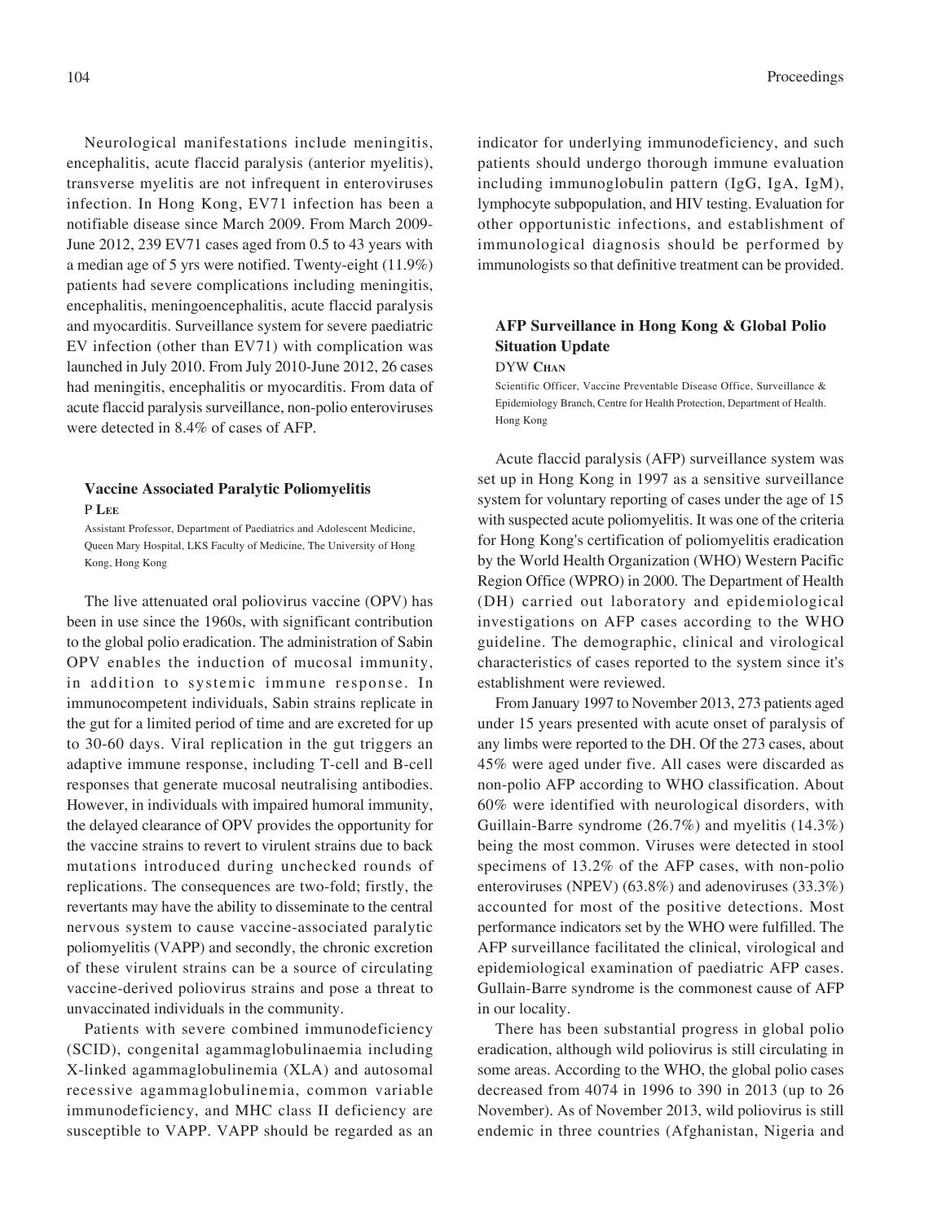Neurological manifestations include meningitis, encephalitis, acute flaccid paralysis (anterior myelitis), transverse myelitis are not infrequent in enteroviruses infection. In Hong Kong, EV71 infection has been a notifiable disease since March 2009. From March 2009-June 2012, 239 EV71 cases aged from 0.5 to 43 years with a median age of 5 yrs were notified. Twenty-eight (11.9%) patients had severe complications including meningitis, encephalitis, meningoencephalitis, acute flaccid paralysis and myocarditis. Surveillance system for severe paediatric EV infection (other than EV71) with complication was launched in July 2010. From July 2010-June 2012, 26 cases had meningitis, encephalitis or myocarditis. From data of acute flaccid paralysis surveillance, non-polio enteroviruses were detected in 8.4% of cases of AFP.

### Vaccine Associated Paralytic Poliomyelitis

P Lee

Assistant Professor, Department of Paediatrics and Adolescent Medicine, Queen Mary Hospital, LKS Faculty of Medicine, The University of Hong Kong, Hong Kong

The live attenuated oral poliovirus vaccine (OPV) has been in use since the 1960s, with significant contribution to the global polio eradication. The administration of Sabin OPV enables the induction of mucosal immunity, in addition to systemic immune response. In immunocompetent individuals, Sabin strains replicate in the gut for a limited period of time and are excreted for up to 30-60 days. Viral replication in the gut triggers an adaptive immune response, including T-cell and B-cell responses that generate mucosal neutralising antibodies. However, in individuals with impaired humoral immunity, the delayed clearance of OPV provides the opportunity for the vaccine strains to revert to virulent strains due to back mutations introduced during unchecked rounds of replications. The consequences are two-fold; firstly, the revertants may have the ability to disseminate to the central nervous system to cause vaccine-associated paralytic poliomyelitis (VAPP) and secondly, the chronic excretion of these virulent strains can be a source of circulating vaccine-derived poliovirus strains and pose a threat to unvaccinated individuals in the community.

Patients with severe combined immunodeficiency (SCID), congenital agammaglobulinaemia including X-linked agammaglobulinemia (XLA) and autosomal recessive agammaglobulinemia, common variable immunodeficiency, and MHC class II deficiency are susceptible to VAPP. VAPP should be regarded as an indicator for underlying immunodeficiency, and such patients should undergo thorough immune evaluation including immunoglobulin pattern (IgG, IgA, IgM), lymphocyte subpopulation, and HIV testing. Evaluation for other opportunistic infections, and establishment of immunological diagnosis should be performed by immunologists so that definitive treatment can be provided.

### AFP Surveillance in Hong Kong & Global Polio Situation Update

DYW Chan

Scientific Officer, Vaccine Preventable Disease Office, Surveillance & Epidemiology Branch, Centre for Health Protection, Department of Health. Hong Kong

Acute flaccid paralysis (AFP) surveillance system was set up in Hong Kong in 1997 as a sensitive surveillance system for voluntary reporting of cases under the age of 15 with suspected acute poliomyelitis. It was one of the criteria for Hong Kong's certification of poliomyelitis eradication by the World Health Organization (WHO) Western Pacific Region Office (WPRO) in 2000. The Department of Health (DH) carried out laboratory and epidemiological investigations on AFP cases according to the WHO guideline. The demographic, clinical and virological characteristics of cases reported to the system since it's establishment were reviewed.

From January 1997 to November 2013, 273 patients aged under 15 years presented with acute onset of paralysis of any limbs were reported to the DH. Of the 273 cases, about 45% were aged under five. All cases were discarded as non-polio AFP according to WHO classification. About 60% were identified with neurological disorders, with Guillain-Barre syndrome (26.7%) and myelitis (14.3%) being the most common. Viruses were detected in stool specimens of 13.2% of the AFP cases, with non-polio enteroviruses (NPEV) (63.8%) and adenoviruses (33.3%) accounted for most of the positive detections. Most performance indicators set by the WHO were fulfilled. The AFP surveillance facilitated the clinical, virological and epidemiological examination of paediatric AFP cases. Gullain-Barre syndrome is the commonest cause of AFP in our locality.

There has been substantial progress in global polio eradication, although wild poliovirus is still circulating in some areas. According to the WHO, the global polio cases decreased from 4074 in 1996 to 390 in 2013 (up to 26 November). As of November 2013, wild poliovirus is still endemic in three countries (Afghanistan, Nigeria and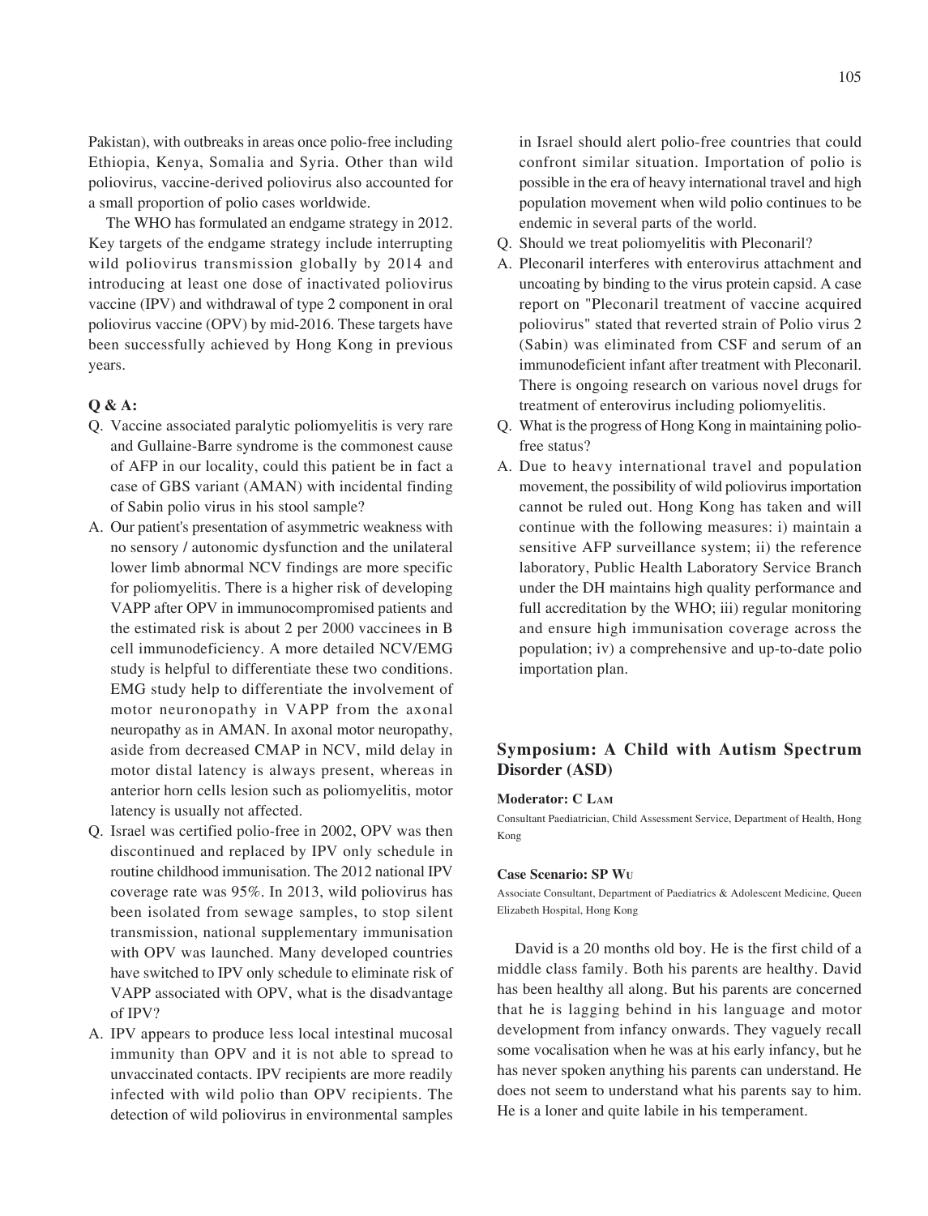Pakistan), with outbreaks in areas once polio-free including Ethiopia, Kenya, Somalia and Syria. Other than wild poliovirus, vaccine-derived poliovirus also accounted for a small proportion of polio cases worldwide.

The WHO has formulated an endgame strategy in 2012. Key targets of the endgame strategy include interrupting wild poliovirus transmission globally by 2014 and introducing at least one dose of inactivated poliovirus vaccine (IPV) and withdrawal of type 2 component in oral poliovirus vaccine (OPV) by mid-2016. These targets have been successfully achieved by Hong Kong in previous years.

**Q & A:**

Q. Vaccine associated paralytic poliomyelitis is very rare and Gullaine-Barre syndrome is the commonest cause of AFP in our locality, could this patient be in fact a case of GBS variant (AMAN) with incidental finding of Sabin polio virus in his stool sample?

A. Our patient's presentation of asymmetric weakness with no sensory / autonomic dysfunction and the unilateral lower limb abnormal NCV findings are more specific for poliomyelitis. There is a higher risk of developing VAPP after OPV in immunocompromised patients and the estimated risk is about 2 per 2000 vaccinees in B cell immunodeficiency. A more detailed NCV/EMG study is helpful to differentiate these two conditions. EMG study help to differentiate the involvement of motor neuronopathy in VAPP from the axonal neuropathy as in AMAN. In axonal motor neuropathy, aside from decreased CMAP in NCV, mild delay in motor distal latency is always present, whereas in anterior horn cells lesion such as poliomyelitis, motor latency is usually not affected.

Q. Israel was certified polio-free in 2002, OPV was then discontinued and replaced by IPV only schedule in routine childhood immunisation. The 2012 national IPV coverage rate was 95%. In 2013, wild poliovirus has been isolated from sewage samples, to stop silent transmission, national supplementary immunisation with OPV was launched. Many developed countries have switched to IPV only schedule to eliminate risk of VAPP associated with OPV, what is the disadvantage of IPV?

A. IPV appears to produce less local intestinal mucosal immunity than OPV and it is not able to spread to unvaccinated contacts. IPV recipients are more readily infected with wild polio than OPV recipients. The detection of wild poliovirus in environmental samples in Israel should alert polio-free countries that could confront similar situation. Importation of polio is possible in the era of heavy international travel and high population movement when wild polio continues to be endemic in several parts of the world.

Q. Should we treat poliomyelitis with Pleconaril?

A. Pleconaril interferes with enterovirus attachment and uncoating by binding to the virus protein capsid. A case report on "Pleconaril treatment of vaccine acquired poliovirus" stated that reverted strain of Polio virus 2 (Sabin) was eliminated from CSF and serum of an immunodeficient infant after treatment with Pleconaril. There is ongoing research on various novel drugs for treatment of enterovirus including poliomyelitis.

Q. What is the progress of Hong Kong in maintaining polio-free status?

A. Due to heavy international travel and population movement, the possibility of wild poliovirus importation cannot be ruled out. Hong Kong has taken and will continue with the following measures: i) maintain a sensitive AFP surveillance system; ii) the reference laboratory, Public Health Laboratory Service Branch under the DH maintains high quality performance and full accreditation by the WHO; iii) regular monitoring and ensure high immunisation coverage across the population; iv) a comprehensive and up-to-date polio importation plan.

## Symposium: A Child with Autism Spectrum Disorder (ASD)

**Moderator: C Lam**

Consultant Paediatrician, Child Assessment Service, Department of Health, Hong Kong

**Case Scenario: SP Wu**

Associate Consultant, Department of Paediatrics & Adolescent Medicine, Queen Elizabeth Hospital, Hong Kong

David is a 20 months old boy. He is the first child of a middle class family. Both his parents are healthy. David has been healthy all along. But his parents are concerned that he is lagging behind in his language and motor development from infancy onwards. They vaguely recall some vocalisation when he was at his early infancy, but he has never spoken anything his parents can understand. He does not seem to understand what his parents say to him. He is a loner and quite labile in his temperament.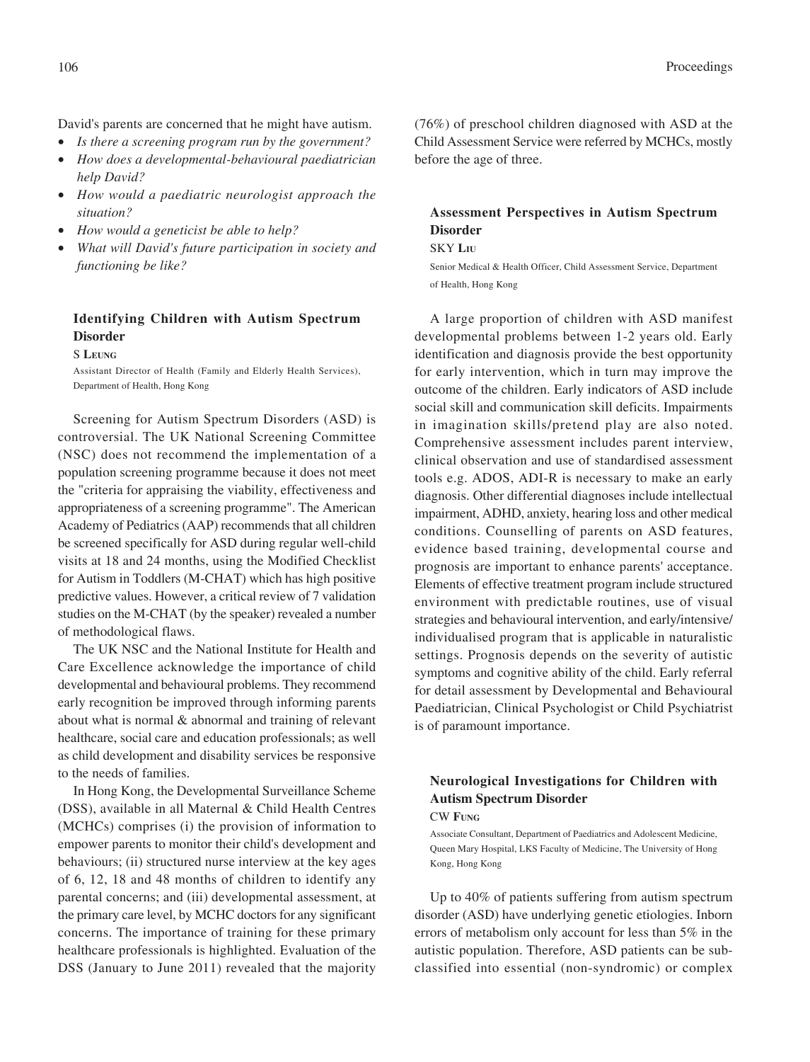David's parents are concerned that he might have autism.

- *Is there a screening program run by the government?*
- *How does a developmental-behavioural paediatrician help David?*
- *How would a paediatric neurologist approach the situation?*
- *How would a geneticist be able to help?*
- *What will David's future participation in society and functioning be like?*

### Identifying Children with Autism Spectrum Disorder

S Leung

Assistant Director of Health (Family and Elderly Health Services), Department of Health, Hong Kong

Screening for Autism Spectrum Disorders (ASD) is controversial. The UK National Screening Committee (NSC) does not recommend the implementation of a population screening programme because it does not meet the "criteria for appraising the viability, effectiveness and appropriateness of a screening programme". The American Academy of Pediatrics (AAP) recommends that all children be screened specifically for ASD during regular well-child visits at 18 and 24 months, using the Modified Checklist for Autism in Toddlers (M-CHAT) which has high positive predictive values. However, a critical review of 7 validation studies on the M-CHAT (by the speaker) revealed a number of methodological flaws.

The UK NSC and the National Institute for Health and Care Excellence acknowledge the importance of child developmental and behavioural problems. They recommend early recognition be improved through informing parents about what is normal & abnormal and training of relevant healthcare, social care and education professionals; as well as child development and disability services be responsive to the needs of families.

In Hong Kong, the Developmental Surveillance Scheme (DSS), available in all Maternal & Child Health Centres (MCHCs) comprises (i) the provision of information to empower parents to monitor their child's development and behaviours; (ii) structured nurse interview at the key ages of 6, 12, 18 and 48 months of children to identify any parental concerns; and (iii) developmental assessment, at the primary care level, by MCHC doctors for any significant concerns. The importance of training for these primary healthcare professionals is highlighted. Evaluation of the DSS (January to June 2011) revealed that the majority (76%) of preschool children diagnosed with ASD at the Child Assessment Service were referred by MCHCs, mostly before the age of three.

### Assessment Perspectives in Autism Spectrum Disorder

SKY Liu

Senior Medical & Health Officer, Child Assessment Service, Department of Health, Hong Kong

A large proportion of children with ASD manifest developmental problems between 1-2 years old. Early identification and diagnosis provide the best opportunity for early intervention, which in turn may improve the outcome of the children. Early indicators of ASD include social skill and communication skill deficits. Impairments in imagination skills/pretend play are also noted. Comprehensive assessment includes parent interview, clinical observation and use of standardised assessment tools e.g. ADOS, ADI-R is necessary to make an early diagnosis. Other differential diagnoses include intellectual impairment, ADHD, anxiety, hearing loss and other medical conditions. Counselling of parents on ASD features, evidence based training, developmental course and prognosis are important to enhance parents' acceptance. Elements of effective treatment program include structured environment with predictable routines, use of visual strategies and behavioural intervention, and early/intensive/individualised program that is applicable in naturalistic settings. Prognosis depends on the severity of autistic symptoms and cognitive ability of the child. Early referral for detail assessment by Developmental and Behavioural Paediatrician, Clinical Psychologist or Child Psychiatrist is of paramount importance.

### Neurological Investigations for Children with Autism Spectrum Disorder

CW Fung

Associate Consultant, Department of Paediatrics and Adolescent Medicine, Queen Mary Hospital, LKS Faculty of Medicine, The University of Hong Kong, Hong Kong

Up to 40% of patients suffering from autism spectrum disorder (ASD) have underlying genetic etiologies. Inborn errors of metabolism only account for less than 5% in the autistic population. Therefore, ASD patients can be sub-classified into essential (non-syndromic) or complex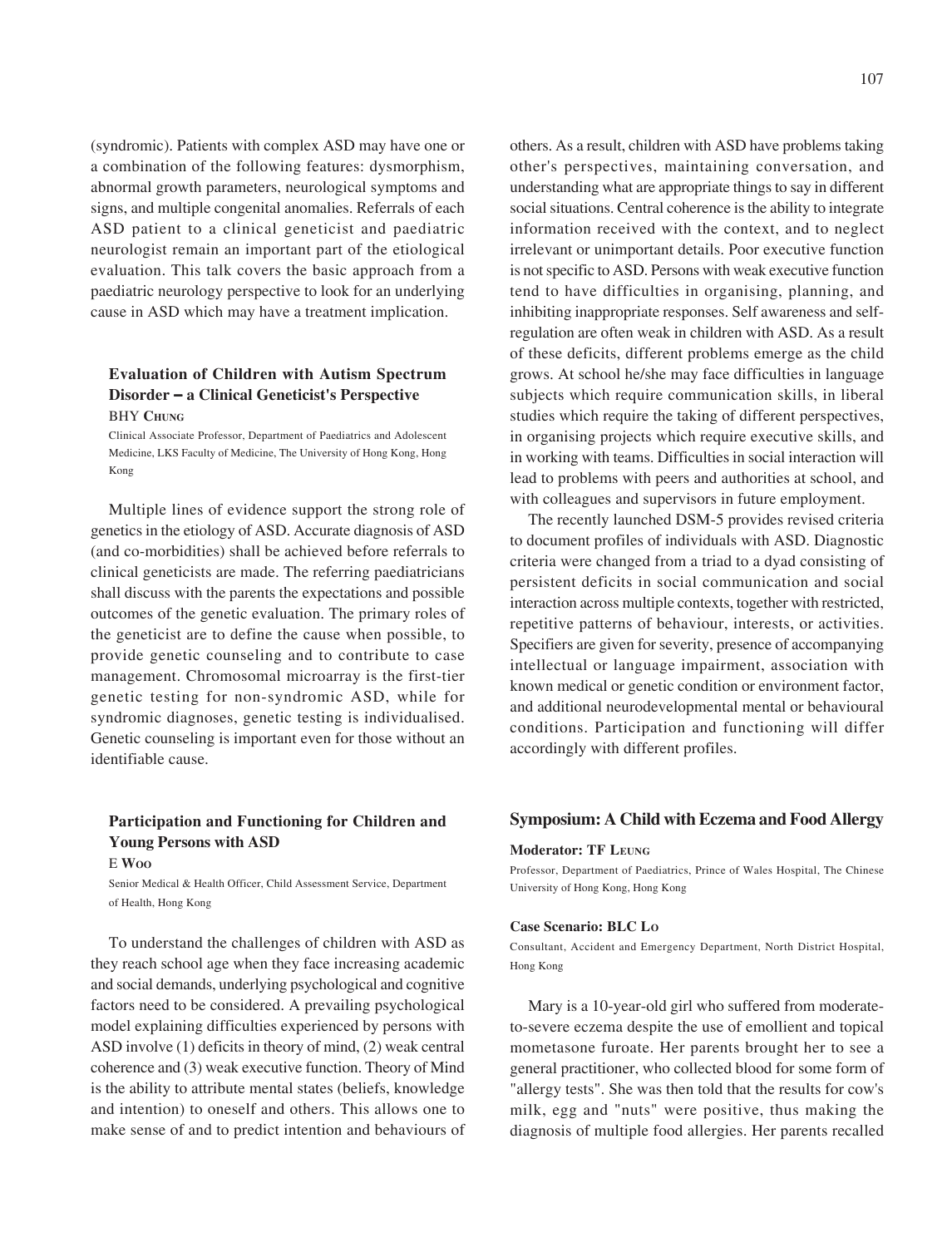(syndromic). Patients with complex ASD may have one or a combination of the following features: dysmorphism, abnormal growth parameters, neurological symptoms and signs, and multiple congenital anomalies. Referrals of each ASD patient to a clinical geneticist and paediatric neurologist remain an important part of the etiological evaluation. This talk covers the basic approach from a paediatric neurology perspective to look for an underlying cause in ASD which may have a treatment implication.

### Evaluation of Children with Autism Spectrum Disorder – a Clinical Geneticist's Perspective

BHY **Chung**

Clinical Associate Professor, Department of Paediatrics and Adolescent Medicine, LKS Faculty of Medicine, The University of Hong Kong, Hong Kong

Multiple lines of evidence support the strong role of genetics in the etiology of ASD. Accurate diagnosis of ASD (and co-morbidities) shall be achieved before referrals to clinical geneticists are made. The referring paediatricians shall discuss with the parents the expectations and possible outcomes of the genetic evaluation. The primary roles of the geneticist are to define the cause when possible, to provide genetic counseling and to contribute to case management. Chromosomal microarray is the first-tier genetic testing for non-syndromic ASD, while for syndromic diagnoses, genetic testing is individualised. Genetic counseling is important even for those without an identifiable cause.

### Participation and Functioning for Children and Young Persons with ASD

E **Woo**

Senior Medical & Health Officer, Child Assessment Service, Department of Health, Hong Kong

To understand the challenges of children with ASD as they reach school age when they face increasing academic and social demands, underlying psychological and cognitive factors need to be considered. A prevailing psychological model explaining difficulties experienced by persons with ASD involve (1) deficits in theory of mind, (2) weak central coherence and (3) weak executive function. Theory of Mind is the ability to attribute mental states (beliefs, knowledge and intention) to oneself and others. This allows one to make sense of and to predict intention and behaviours of others. As a result, children with ASD have problems taking other's perspectives, maintaining conversation, and understanding what are appropriate things to say in different social situations. Central coherence is the ability to integrate information received with the context, and to neglect irrelevant or unimportant details. Poor executive function is not specific to ASD. Persons with weak executive function tend to have difficulties in organising, planning, and inhibiting inappropriate responses. Self awareness and self-regulation are often weak in children with ASD. As a result of these deficits, different problems emerge as the child grows. At school he/she may face difficulties in language subjects which require communication skills, in liberal studies which require the taking of different perspectives, in organising projects which require executive skills, and in working with teams. Difficulties in social interaction will lead to problems with peers and authorities at school, and with colleagues and supervisors in future employment.

The recently launched DSM-5 provides revised criteria to document profiles of individuals with ASD. Diagnostic criteria were changed from a triad to a dyad consisting of persistent deficits in social communication and social interaction across multiple contexts, together with restricted, repetitive patterns of behaviour, interests, or activities. Specifiers are given for severity, presence of accompanying intellectual or language impairment, association with known medical or genetic condition or environment factor, and additional neurodevelopmental mental or behavioural conditions. Participation and functioning will differ accordingly with different profiles.

## Symposium: A Child with Eczema and Food Allergy

**Moderator: TF Leung**

Professor, Department of Paediatrics, Prince of Wales Hospital, The Chinese University of Hong Kong, Hong Kong

**Case Scenario: BLC Lo**

Consultant, Accident and Emergency Department, North District Hospital, Hong Kong

Mary is a 10-year-old girl who suffered from moderate-to-severe eczema despite the use of emollient and topical mometasone furoate. Her parents brought her to see a general practitioner, who collected blood for some form of "allergy tests". She was then told that the results for cow's milk, egg and "nuts" were positive, thus making the diagnosis of multiple food allergies. Her parents recalled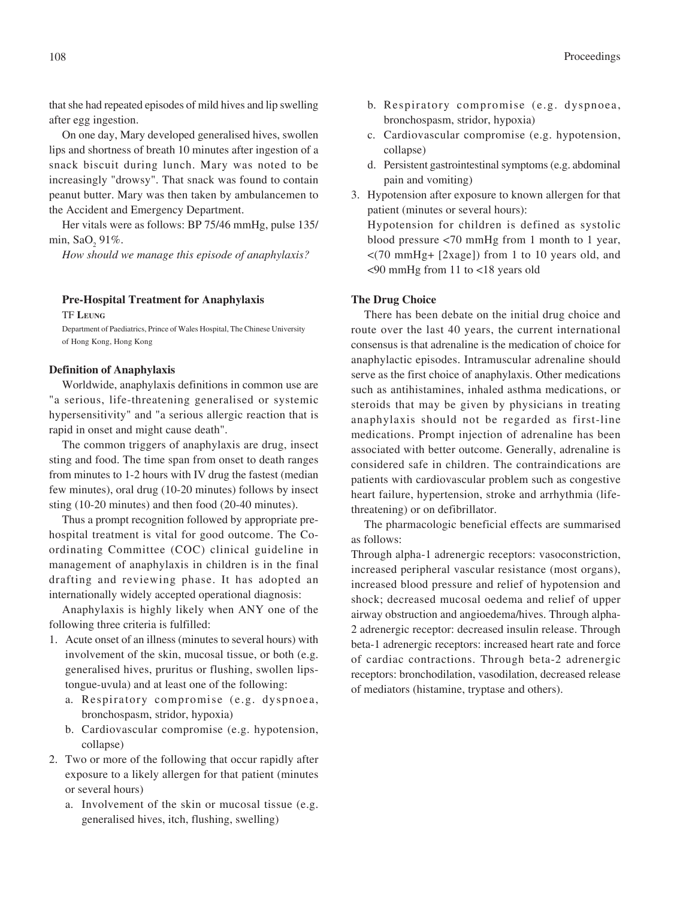that she had repeated episodes of mild hives and lip swelling after egg ingestion.

On one day, Mary developed generalised hives, swollen lips and shortness of breath 10 minutes after ingestion of a snack biscuit during lunch. Mary was noted to be increasingly "drowsy". That snack was found to contain peanut butter. Mary was then taken by ambulancemen to the Accident and Emergency Department.

Her vitals were as follows: BP 75/46 mmHg, pulse 135/min, $SaO_2$ 91%.

*How should we manage this episode of anaphylaxis?*

## Pre-Hospital Treatment for Anaphylaxis

TF Leung

Department of Paediatrics, Prince of Wales Hospital, The Chinese University of Hong Kong, Hong Kong

### Definition of Anaphylaxis

Worldwide, anaphylaxis definitions in common use are "a serious, life-threatening generalised or systemic hypersensitivity" and "a serious allergic reaction that is rapid in onset and might cause death".

The common triggers of anaphylaxis are drug, insect sting and food. The time span from onset to death ranges from minutes to 1-2 hours with IV drug the fastest (median few minutes), oral drug (10-20 minutes) follows by insect sting (10-20 minutes) and then food (20-40 minutes).

Thus a prompt recognition followed by appropriate pre-hospital treatment is vital for good outcome. The Co-ordinating Committee (COC) clinical guideline in management of anaphylaxis in children is in the final drafting and reviewing phase. It has adopted an internationally widely accepted operational diagnosis:

Anaphylaxis is highly likely when ANY one of the following three criteria is fulfilled:

1. Acute onset of an illness (minutes to several hours) with involvement of the skin, mucosal tissue, or both (e.g. generalised hives, pruritus or flushing, swollen lips-tongue-uvula) and at least one of the following:
   a. Respiratory compromise (e.g. dyspnoea, bronchospasm, stridor, hypoxia)
   b. Cardiovascular compromise (e.g. hypotension, collapse)
2. Two or more of the following that occur rapidly after exposure to a likely allergen for that patient (minutes or several hours)
   a. Involvement of the skin or mucosal tissue (e.g. generalised hives, itch, flushing, swelling)
   b. Respiratory compromise (e.g. dyspnoea, bronchospasm, stridor, hypoxia)
   c. Cardiovascular compromise (e.g. hypotension, collapse)
   d. Persistent gastrointestinal symptoms (e.g. abdominal pain and vomiting)
3. Hypotension after exposure to known allergen for that patient (minutes or several hours):
   Hypotension for children is defined as systolic blood pressure <70 mmHg from 1 month to 1 year, <(70 mmHg+ [2xage]) from 1 to 10 years old, and <90 mmHg from 11 to <18 years old

### The Drug Choice

There has been debate on the initial drug choice and route over the last 40 years, the current international consensus is that adrenaline is the medication of choice for anaphylactic episodes. Intramuscular adrenaline should serve as the first choice of anaphylaxis. Other medications such as antihistamines, inhaled asthma medications, or steroids that may be given by physicians in treating anaphylaxis should not be regarded as first-line medications. Prompt injection of adrenaline has been associated with better outcome. Generally, adrenaline is considered safe in children. The contraindications are patients with cardiovascular problem such as congestive heart failure, hypertension, stroke and arrhythmia (life-threatening) or on defibrillator.

The pharmacologic beneficial effects are summarised as follows:

Through alpha-1 adrenergic receptors: vasoconstriction, increased peripheral vascular resistance (most organs), increased blood pressure and relief of hypotension and shock; decreased mucosal oedema and relief of upper airway obstruction and angioedema/hives. Through alpha-2 adrenergic receptor: decreased insulin release. Through beta-1 adrenergic receptors: increased heart rate and force of cardiac contractions. Through beta-2 adrenergic receptors: bronchodilation, vasodilation, decreased release of mediators (histamine, tryptase and others).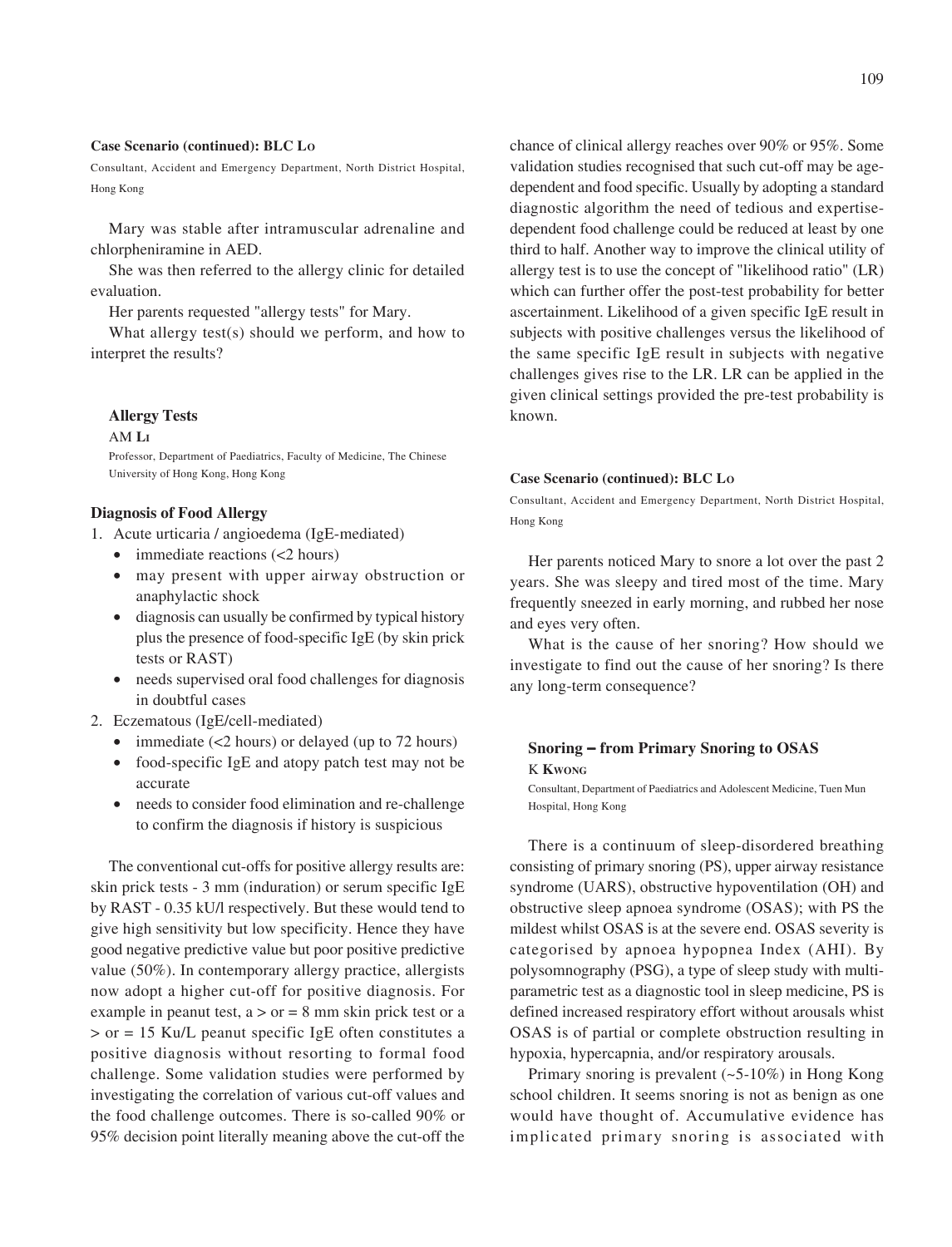#### Case Scenario (continued): BLC Lo

Consultant, Accident and Emergency Department, North District Hospital, Hong Kong

Mary was stable after intramuscular adrenaline and chlorpheniramine in AED.

She was then referred to the allergy clinic for detailed evaluation.

Her parents requested "allergy tests" for Mary.

What allergy test(s) should we perform, and how to interpret the results?

### Allergy Tests

AM Li

Professor, Department of Paediatrics, Faculty of Medicine, The Chinese University of Hong Kong, Hong Kong

#### Diagnosis of Food Allergy

1. Acute urticaria / angioedema (IgE-mediated)
   - immediate reactions (<2 hours)
   - may present with upper airway obstruction or anaphylactic shock
   - diagnosis can usually be confirmed by typical history plus the presence of food-specific IgE (by skin prick tests or RAST)
   - needs supervised oral food challenges for diagnosis in doubtful cases
2. Eczematous (IgE/cell-mediated)
   - immediate (<2 hours) or delayed (up to 72 hours)
   - food-specific IgE and atopy patch test may not be accurate
   - needs to consider food elimination and re-challenge to confirm the diagnosis if history is suspicious

The conventional cut-offs for positive allergy results are: skin prick tests - 3 mm (induration) or serum specific IgE by RAST - 0.35 kU/l respectively. But these would tend to give high sensitivity but low specificity. Hence they have good negative predictive value but poor positive predictive value (50%). In contemporary allergy practice, allergists now adopt a higher cut-off for positive diagnosis. For example in peanut test, a > or = 8 mm skin prick test or a > or = 15 Ku/L peanut specific IgE often constitutes a positive diagnosis without resorting to formal food challenge. Some validation studies were performed by investigating the correlation of various cut-off values and the food challenge outcomes. There is so-called 90% or 95% decision point literally meaning above the cut-off the chance of clinical allergy reaches over 90% or 95%. Some validation studies recognised that such cut-off may be age-dependent and food specific. Usually by adopting a standard diagnostic algorithm the need of tedious and expertise-dependent food challenge could be reduced at least by one third to half. Another way to improve the clinical utility of allergy test is to use the concept of "likelihood ratio" (LR) which can further offer the post-test probability for better ascertainment. Likelihood of a given specific IgE result in subjects with positive challenges versus the likelihood of the same specific IgE result in subjects with negative challenges gives rise to the LR. LR can be applied in the given clinical settings provided the pre-test probability is known.

#### Case Scenario (continued): BLC Lo

Consultant, Accident and Emergency Department, North District Hospital, Hong Kong

Her parents noticed Mary to snore a lot over the past 2 years. She was sleepy and tired most of the time. Mary frequently sneezed in early morning, and rubbed her nose and eyes very often.

What is the cause of her snoring? How should we investigate to find out the cause of her snoring? Is there any long-term consequence?

### Snoring – from Primary Snoring to OSAS

K Kwong

Consultant, Department of Paediatrics and Adolescent Medicine, Tuen Mun Hospital, Hong Kong

There is a continuum of sleep-disordered breathing consisting of primary snoring (PS), upper airway resistance syndrome (UARS), obstructive hypoventilation (OH) and obstructive sleep apnoea syndrome (OSAS); with PS the mildest whilst OSAS is at the severe end. OSAS severity is categorised by apnoea hypopnea Index (AHI). By polysomnography (PSG), a type of sleep study with multi-parametric test as a diagnostic tool in sleep medicine, PS is defined increased respiratory effort without arousals whist OSAS is of partial or complete obstruction resulting in hypoxia, hypercapnia, and/or respiratory arousals.

Primary snoring is prevalent (~5-10%) in Hong Kong school children. It seems snoring is not as benign as one would have thought of. Accumulative evidence has implicated primary snoring is associated with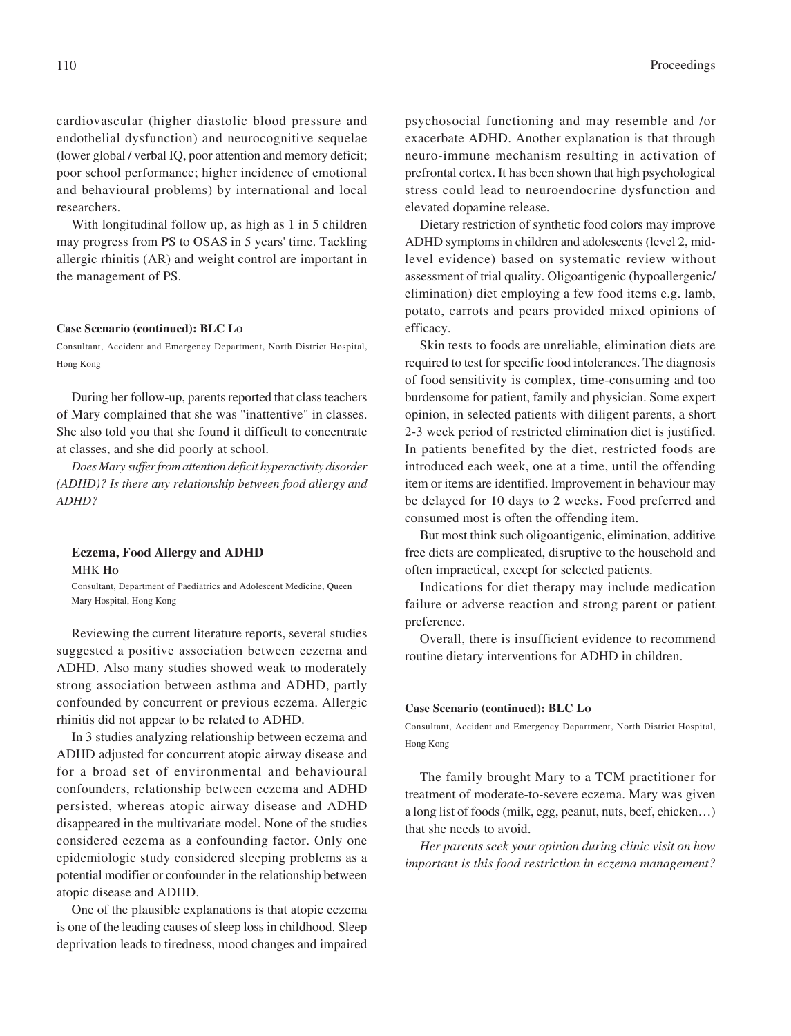cardiovascular (higher diastolic blood pressure and endothelial dysfunction) and neurocognitive sequelae (lower global / verbal IQ, poor attention and memory deficit; poor school performance; higher incidence of emotional and behavioural problems) by international and local researchers.

With longitudinal follow up, as high as 1 in 5 children may progress from PS to OSAS in 5 years' time. Tackling allergic rhinitis (AR) and weight control are important in the management of PS.

#### Case Scenario (continued): BLC Lo

Consultant, Accident and Emergency Department, North District Hospital, Hong Kong

During her follow-up, parents reported that class teachers of Mary complained that she was "inattentive" in classes. She also told you that she found it difficult to concentrate at classes, and she did poorly at school.

*Does Mary suffer from attention deficit hyperactivity disorder (ADHD)? Is there any relationship between food allergy and ADHD?*

### Eczema, Food Allergy and ADHD

MHK Ho

Consultant, Department of Paediatrics and Adolescent Medicine, Queen Mary Hospital, Hong Kong

Reviewing the current literature reports, several studies suggested a positive association between eczema and ADHD. Also many studies showed weak to moderately strong association between asthma and ADHD, partly confounded by concurrent or previous eczema. Allergic rhinitis did not appear to be related to ADHD.

In 3 studies analyzing relationship between eczema and ADHD adjusted for concurrent atopic airway disease and for a broad set of environmental and behavioural confounders, relationship between eczema and ADHD persisted, whereas atopic airway disease and ADHD disappeared in the multivariate model. None of the studies considered eczema as a confounding factor. Only one epidemiologic study considered sleeping problems as a potential modifier or confounder in the relationship between atopic disease and ADHD.

One of the plausible explanations is that atopic eczema is one of the leading causes of sleep loss in childhood. Sleep deprivation leads to tiredness, mood changes and impaired psychosocial functioning and may resemble and /or exacerbate ADHD. Another explanation is that through neuro-immune mechanism resulting in activation of prefrontal cortex. It has been shown that high psychological stress could lead to neuroendocrine dysfunction and elevated dopamine release.

Dietary restriction of synthetic food colors may improve ADHD symptoms in children and adolescents (level 2, mid-level evidence) based on systematic review without assessment of trial quality. Oligoantigenic (hypoallergenic/ elimination) diet employing a few food items e.g. lamb, potato, carrots and pears provided mixed opinions of efficacy.

Skin tests to foods are unreliable, elimination diets are required to test for specific food intolerances. The diagnosis of food sensitivity is complex, time-consuming and too burdensome for patient, family and physician. Some expert opinion, in selected patients with diligent parents, a short 2-3 week period of restricted elimination diet is justified. In patients benefited by the diet, restricted foods are introduced each week, one at a time, until the offending item or items are identified. Improvement in behaviour may be delayed for 10 days to 2 weeks. Food preferred and consumed most is often the offending item.

But most think such oligoantigenic, elimination, additive free diets are complicated, disruptive to the household and often impractical, except for selected patients.

Indications for diet therapy may include medication failure or adverse reaction and strong parent or patient preference.

Overall, there is insufficient evidence to recommend routine dietary interventions for ADHD in children.

#### Case Scenario (continued): BLC Lo

Consultant, Accident and Emergency Department, North District Hospital, Hong Kong

The family brought Mary to a TCM practitioner for treatment of moderate-to-severe eczema. Mary was given a long list of foods (milk, egg, peanut, nuts, beef, chicken…) that she needs to avoid.

*Her parents seek your opinion during clinic visit on how important is this food restriction in eczema management?*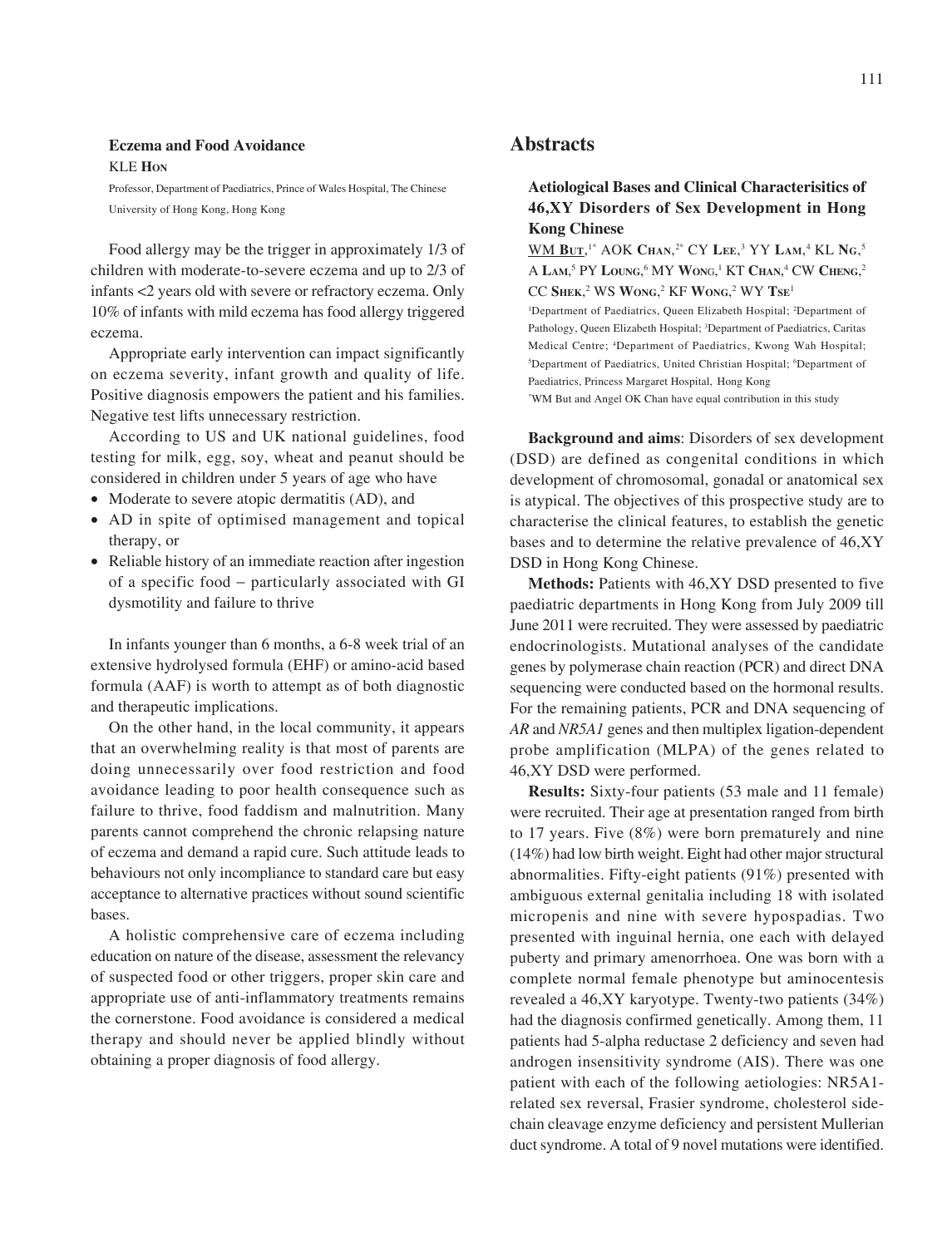### Eczema and Food Avoidance

KLE **Hon**

Professor, Department of Paediatrics, Prince of Wales Hospital, The Chinese University of Hong Kong, Hong Kong

Food allergy may be the trigger in approximately 1/3 of children with moderate-to-severe eczema and up to 2/3 of infants <2 years old with severe or refractory eczema. Only 10% of infants with mild eczema has food allergy triggered eczema.

Appropriate early intervention can impact significantly on eczema severity, infant growth and quality of life. Positive diagnosis empowers the patient and his families. Negative test lifts unnecessary restriction.

According to US and UK national guidelines, food testing for milk, egg, soy, wheat and peanut should be considered in children under 5 years of age who have

- Moderate to severe atopic dermatitis (AD), and
- AD in spite of optimised management and topical therapy, or
- Reliable history of an immediate reaction after ingestion of a specific food – particularly associated with GI dysmotility and failure to thrive

In infants younger than 6 months, a 6-8 week trial of an extensive hydrolysed formula (EHF) or amino-acid based formula (AAF) is worth to attempt as of both diagnostic and therapeutic implications.

On the other hand, in the local community, it appears that an overwhelming reality is that most of parents are doing unnecessarily over food restriction and food avoidance leading to poor health consequence such as failure to thrive, food faddism and malnutrition. Many parents cannot comprehend the chronic relapsing nature of eczema and demand a rapid cure. Such attitude leads to behaviours not only incompliance to standard care but easy acceptance to alternative practices without sound scientific bases.

A holistic comprehensive care of eczema including education on nature of the disease, assessment the relevancy of suspected food or other triggers, proper skin care and appropriate use of anti-inflammatory treatments remains the cornerstone. Food avoidance is considered a medical therapy and should never be applied blindly without obtaining a proper diagnosis of food allergy.

## Abstracts

### Aetiological Bases and Clinical Characterisitics of 46,XY Disorders of Sex Development in Hong Kong Chinese

WM **But**,[1*] AOK **Chan**,[2*] CY **Lee**,[3] YY **Lam**,[4] KL **Ng**,[5] A **Lam**,[5] PY **Loung**,[6] MY **Wong**,[1] KT **Chan**,[4] CW **Cheng**,[2] CC **Shek**,[2] WS **Wong**,[2] KF **Wong**,[2] WY **Tse**[1]

[1]Department of Paediatrics, Queen Elizabeth Hospital; [2]Department of Pathology, Queen Elizabeth Hospital; [3]Department of Paediatrics, Caritas Medical Centre; [4]Department of Paediatrics, Kwong Wah Hospital; [5]Department of Paediatrics, United Christian Hospital; [6]Department of Paediatrics, Princess Margaret Hospital, Hong Kong

[*]WM But and Angel OK Chan have equal contribution in this study

**Background and aims**: Disorders of sex development (DSD) are defined as congenital conditions in which development of chromosomal, gonadal or anatomical sex is atypical. The objectives of this prospective study are to characterise the clinical features, to establish the genetic bases and to determine the relative prevalence of 46,XY DSD in Hong Kong Chinese.

**Methods:** Patients with 46,XY DSD presented to five paediatric departments in Hong Kong from July 2009 till June 2011 were recruited. They were assessed by paediatric endocrinologists. Mutational analyses of the candidate genes by polymerase chain reaction (PCR) and direct DNA sequencing were conducted based on the hormonal results. For the remaining patients, PCR and DNA sequencing of *AR* and *NR5A1* genes and then multiplex ligation-dependent probe amplification (MLPA) of the genes related to 46,XY DSD were performed.

**Results:** Sixty-four patients (53 male and 11 female) were recruited. Their age at presentation ranged from birth to 17 years. Five (8%) were born prematurely and nine (14%) had low birth weight. Eight had other major structural abnormalities. Fifty-eight patients (91%) presented with ambiguous external genitalia including 18 with isolated micropenis and nine with severe hypospadias. Two presented with inguinal hernia, one each with delayed puberty and primary amenorrhoea. One was born with a complete normal female phenotype but aminocentesis revealed a 46,XY karyotype. Twenty-two patients (34%) had the diagnosis confirmed genetically. Among them, 11 patients had 5-alpha reductase 2 deficiency and seven had androgen insensitivity syndrome (AIS). There was one patient with each of the following aetiologies: NR5A1-related sex reversal, Frasier syndrome, cholesterol side-chain cleavage enzyme deficiency and persistent Mullerian duct syndrome. A total of 9 novel mutations were identified.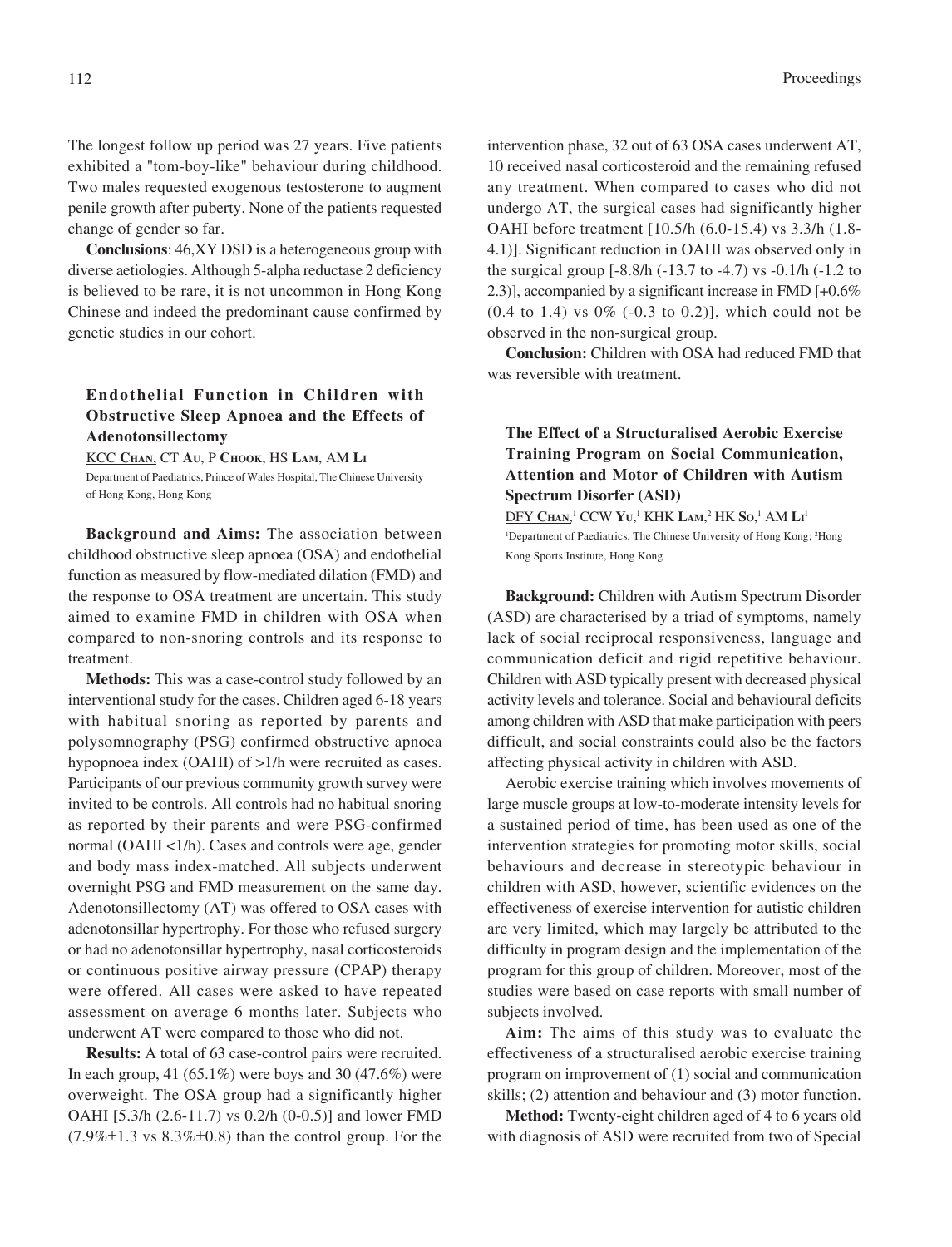The longest follow up period was 27 years. Five patients exhibited a "tom-boy-like" behaviour during childhood. Two males requested exogenous testosterone to augment penile growth after puberty. None of the patients requested change of gender so far.

**Conclusions**: 46,XY DSD is a heterogeneous group with diverse aetiologies. Although 5-alpha reductase 2 deficiency is believed to be rare, it is not uncommon in Hong Kong Chinese and indeed the predominant cause confirmed by genetic studies in our cohort.

### Endothelial Function in Children with Obstructive Sleep Apnoea and the Effects of Adenotonsillectomy

KCC **Chan**, CT **Au**, P **Chook**, HS **Lam**, AM **Li**

Department of Paediatrics, Prince of Wales Hospital, The Chinese University of Hong Kong, Hong Kong

**Background and Aims:** The association between childhood obstructive sleep apnoea (OSA) and endothelial function as measured by flow-mediated dilation (FMD) and the response to OSA treatment are uncertain. This study aimed to examine FMD in children with OSA when compared to non-snoring controls and its response to treatment.

**Methods:** This was a case-control study followed by an interventional study for the cases. Children aged 6-18 years with habitual snoring as reported by parents and polysomnography (PSG) confirmed obstructive apnoea hypopnoea index (OAHI) of >1/h were recruited as cases. Participants of our previous community growth survey were invited to be controls. All controls had no habitual snoring as reported by their parents and were PSG-confirmed normal (OAHI <1/h). Cases and controls were age, gender and body mass index-matched. All subjects underwent overnight PSG and FMD measurement on the same day. Adenotonsillectomy (AT) was offered to OSA cases with adenotonsillar hypertrophy. For those who refused surgery or had no adenotonsillar hypertrophy, nasal corticosteroids or continuous positive airway pressure (CPAP) therapy were offered. All cases were asked to have repeated assessment on average 6 months later. Subjects who underwent AT were compared to those who did not.

**Results:** A total of 63 case-control pairs were recruited. In each group, 41 (65.1%) were boys and 30 (47.6%) were overweight. The OSA group had a significantly higher OAHI [5.3/h (2.6-11.7) vs 0.2/h (0-0.5)] and lower FMD (7.9%±1.3 vs 8.3%±0.8) than the control group. For the intervention phase, 32 out of 63 OSA cases underwent AT, 10 received nasal corticosteroid and the remaining refused any treatment. When compared to cases who did not undergo AT, the surgical cases had significantly higher OAHI before treatment [10.5/h (6.0-15.4) vs 3.3/h (1.8-4.1)]. Significant reduction in OAHI was observed only in the surgical group [-8.8/h (-13.7 to -4.7) vs -0.1/h (-1.2 to 2.3)], accompanied by a significant increase in FMD [+0.6% (0.4 to 1.4) vs 0% (-0.3 to 0.2)], which could not be observed in the non-surgical group.

**Conclusion:** Children with OSA had reduced FMD that was reversible with treatment.

### The Effect of a Structuralised Aerobic Exercise Training Program on Social Communication, Attention and Motor of Children with Autism Spectrum Disorfer (ASD)

DFY **Chan**,[1] CCW **Yu**,[1] KHK **Lam**,[2] HK **So**,[1] AM **Li**[1]

[1]Department of Paediatrics, The Chinese University of Hong Kong; [2]Hong Kong Sports Institute, Hong Kong

**Background:** Children with Autism Spectrum Disorder (ASD) are characterised by a triad of symptoms, namely lack of social reciprocal responsiveness, language and communication deficit and rigid repetitive behaviour. Children with ASD typically present with decreased physical activity levels and tolerance. Social and behavioural deficits among children with ASD that make participation with peers difficult, and social constraints could also be the factors affecting physical activity in children with ASD.

Aerobic exercise training which involves movements of large muscle groups at low-to-moderate intensity levels for a sustained period of time, has been used as one of the intervention strategies for promoting motor skills, social behaviours and decrease in stereotypic behaviour in children with ASD, however, scientific evidences on the effectiveness of exercise intervention for autistic children are very limited, which may largely be attributed to the difficulty in program design and the implementation of the program for this group of children. Moreover, most of the studies were based on case reports with small number of subjects involved.

**Aim:** The aims of this study was to evaluate the effectiveness of a structuralised aerobic exercise training program on improvement of (1) social and communication skills; (2) attention and behaviour and (3) motor function.

**Method:** Twenty-eight children aged of 4 to 6 years old with diagnosis of ASD were recruited from two of Special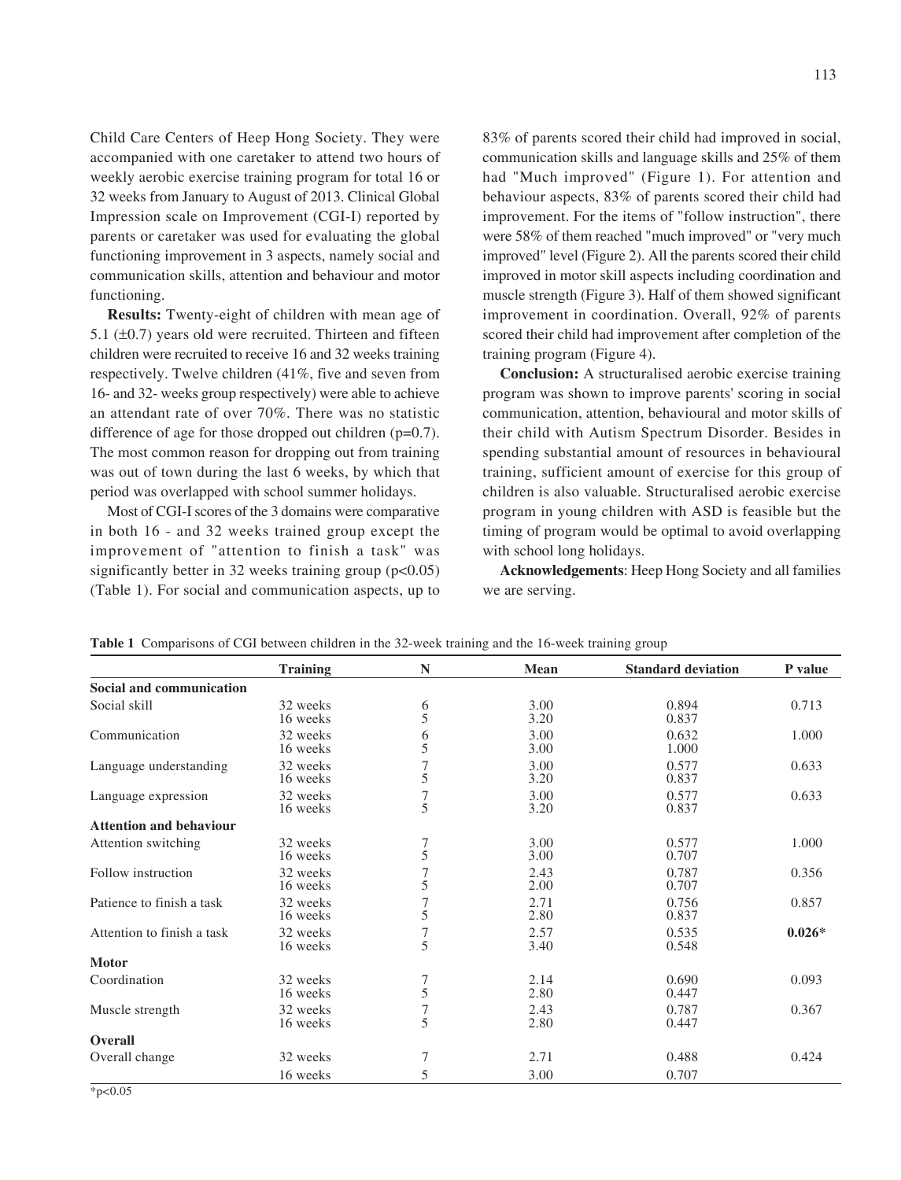Child Care Centers of Heep Hong Society. They were accompanied with one caretaker to attend two hours of weekly aerobic exercise training program for total 16 or 32 weeks from January to August of 2013. Clinical Global Impression scale on Improvement (CGI-I) reported by parents or caretaker was used for evaluating the global functioning improvement in 3 aspects, namely social and communication skills, attention and behaviour and motor functioning.

**Results:** Twenty-eight of children with mean age of 5.1 (±0.7) years old were recruited. Thirteen and fifteen children were recruited to receive 16 and 32 weeks training respectively. Twelve children (41%, five and seven from 16- and 32- weeks group respectively) were able to achieve an attendant rate of over 70%. There was no statistic difference of age for those dropped out children (p=0.7). The most common reason for dropping out from training was out of town during the last 6 weeks, by which that period was overlapped with school summer holidays.

Most of CGI-I scores of the 3 domains were comparative in both 16 - and 32 weeks trained group except the improvement of "attention to finish a task" was significantly better in 32 weeks training group (p<0.05) (Table 1). For social and communication aspects, up to 83% of parents scored their child had improved in social, communication skills and language skills and 25% of them had "Much improved" (Figure 1). For attention and behaviour aspects, 83% of parents scored their child had improvement. For the items of "follow instruction", there were 58% of them reached "much improved" or "very much improved" level (Figure 2). All the parents scored their child improved in motor skill aspects including coordination and muscle strength (Figure 3). Half of them showed significant improvement in coordination. Overall, 92% of parents scored their child had improvement after completion of the training program (Figure 4).

**Conclusion:** A structuralised aerobic exercise training program was shown to improve parents' scoring in social communication, attention, behavioural and motor skills of their child with Autism Spectrum Disorder. Besides in spending substantial amount of resources in behavioural training, sufficient amount of exercise for this group of children is also valuable. Structuralised aerobic exercise program in young children with ASD is feasible but the timing of program would be optimal to avoid overlapping with school long holidays.

**Acknowledgements**: Heep Hong Society and all families we are serving.

**Table 1** Comparisons of CGI between children in the 32-week training and the 16-week training group

| | Training | N | Mean | Standard deviation | P value |
|---|---|---|---|---|---|
| **Social and communication** | | | | | |
| Social skill | 32 weeks | 6 | 3.00 | 0.894 | 0.713 |
| | 16 weeks | 5 | 3.20 | 0.837 | |
| Communication | 32 weeks | 6 | 3.00 | 0.632 | 1.000 |
| | 16 weeks | 5 | 3.00 | 1.000 | |
| Language understanding | 32 weeks | 7 | 3.00 | 0.577 | 0.633 |
| | 16 weeks | 5 | 3.20 | 0.837 | |
| Language expression | 32 weeks | 7 | 3.00 | 0.577 | 0.633 |
| | 16 weeks | 5 | 3.20 | 0.837 | |
| **Attention and behaviour** | | | | | |
| Attention switching | 32 weeks | 7 | 3.00 | 0.577 | 1.000 |
| | 16 weeks | 5 | 3.00 | 0.707 | |
| Follow instruction | 32 weeks | 7 | 2.43 | 0.787 | 0.356 |
| | 16 weeks | 5 | 2.00 | 0.707 | |
| Patience to finish a task | 32 weeks | 7 | 2.71 | 0.756 | 0.857 |
| | 16 weeks | 5 | 2.80 | 0.837 | |
| Attention to finish a task | 32 weeks | 7 | 2.57 | 0.535 | **0.026*** |
| | 16 weeks | 5 | 3.40 | 0.548 | |
| **Motor** | | | | | |
| Coordination | 32 weeks | 7 | 2.14 | 0.690 | 0.093 |
| | 16 weeks | 5 | 2.80 | 0.447 | |
| Muscle strength | 32 weeks | 7 | 2.43 | 0.787 | 0.367 |
| | 16 weeks | 5 | 2.80 | 0.447 | |
| **Overall** | | | | | |
| Overall change | 32 weeks | 7 | 2.71 | 0.488 | 0.424 |
| | 16 weeks | 5 | 3.00 | 0.707 | |

*p<0.05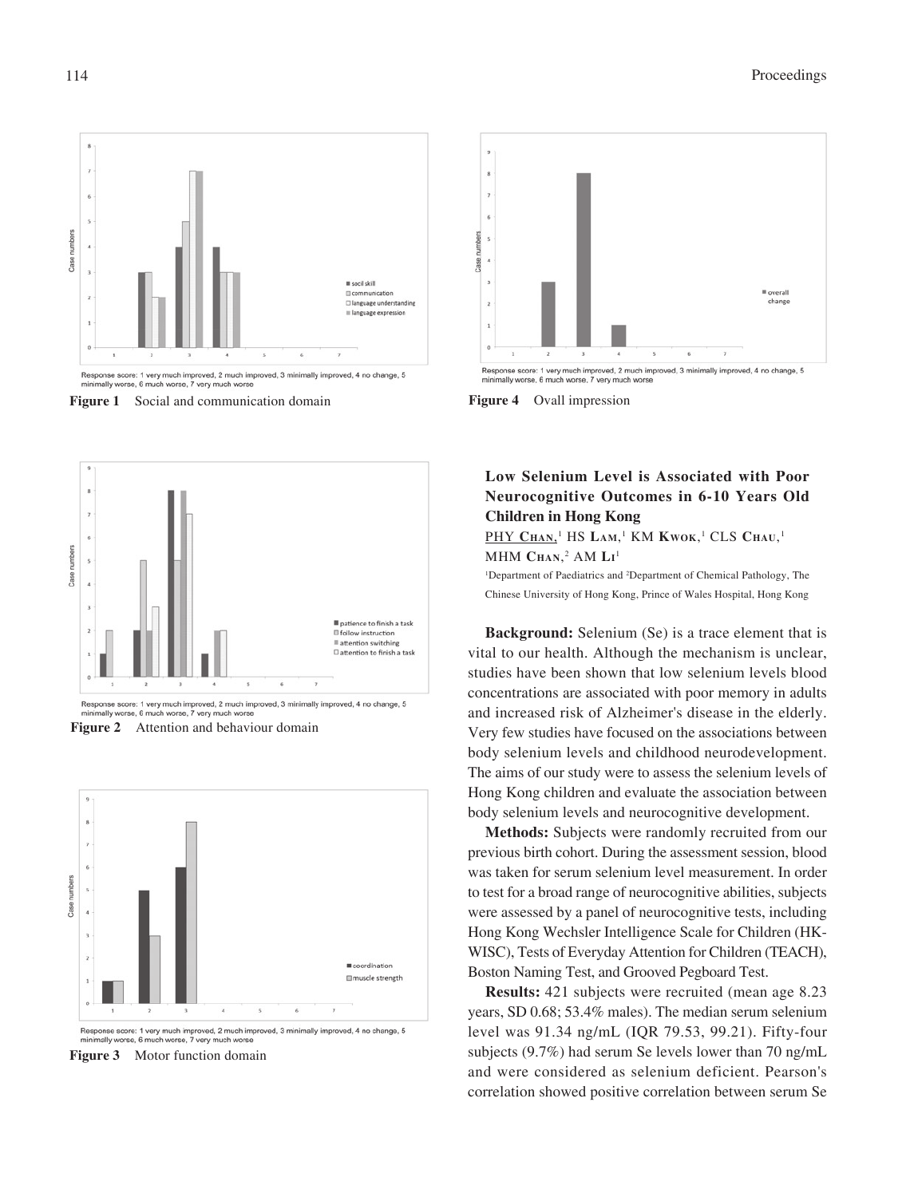Response score: 1 very much improved, 2 much improved, 3 minimally improved, 4 no change, 5 minimally worse, 6 much worse, 7 very much worse

**Figure 1** Social and communication domain

Response score: 1 very much improved, 2 much improved, 3 minimally improved, 4 no change, 5 minimally worse, 6 much worse, 7 very much worse

**Figure 2** Attention and behaviour domain

Response score: 1 very much improved, 2 much improved, 3 minimally improved, 4 no change, 5 minimally worse, 6 much worse, 7 very much worse

**Figure 3** Motor function domain

Response score: 1 very much improved, 2 much improved, 3 minimally improved, 4 no change, 5 minimally worse, 6 much worse, 7 very much worse

**Figure 4** Ovall impression

## Low Selenium Level is Associated with Poor Neurocognitive Outcomes in 6-10 Years Old Children in Hong Kong

PHY Chan,[1] HS Lam,[1] KM Kwok,[1] CLS Chau,[1] MHM Chan,[2] AM Li[1]

[1]Department of Paediatrics and [2]Department of Chemical Pathology, The Chinese University of Hong Kong, Prince of Wales Hospital, Hong Kong

**Background:** Selenium (Se) is a trace element that is vital to our health. Although the mechanism is unclear, studies have been shown that low selenium levels blood concentrations are associated with poor memory in adults and increased risk of Alzheimer's disease in the elderly. Very few studies have focused on the associations between body selenium levels and childhood neurodevelopment. The aims of our study were to assess the selenium levels of Hong Kong children and evaluate the association between body selenium levels and neurocognitive development.

**Methods:** Subjects were randomly recruited from our previous birth cohort. During the assessment session, blood was taken for serum selenium level measurement. In order to test for a broad range of neurocognitive abilities, subjects were assessed by a panel of neurocognitive tests, including Hong Kong Wechsler Intelligence Scale for Children (HK-WISC), Tests of Everyday Attention for Children (TEACH), Boston Naming Test, and Grooved Pegboard Test.

**Results:** 421 subjects were recruited (mean age 8.23 years, SD 0.68; 53.4% males). The median serum selenium level was 91.34 ng/mL (IQR 79.53, 99.21). Fifty-four subjects (9.7%) had serum Se levels lower than 70 ng/mL and were considered as selenium deficient. Pearson's correlation showed positive correlation between serum Se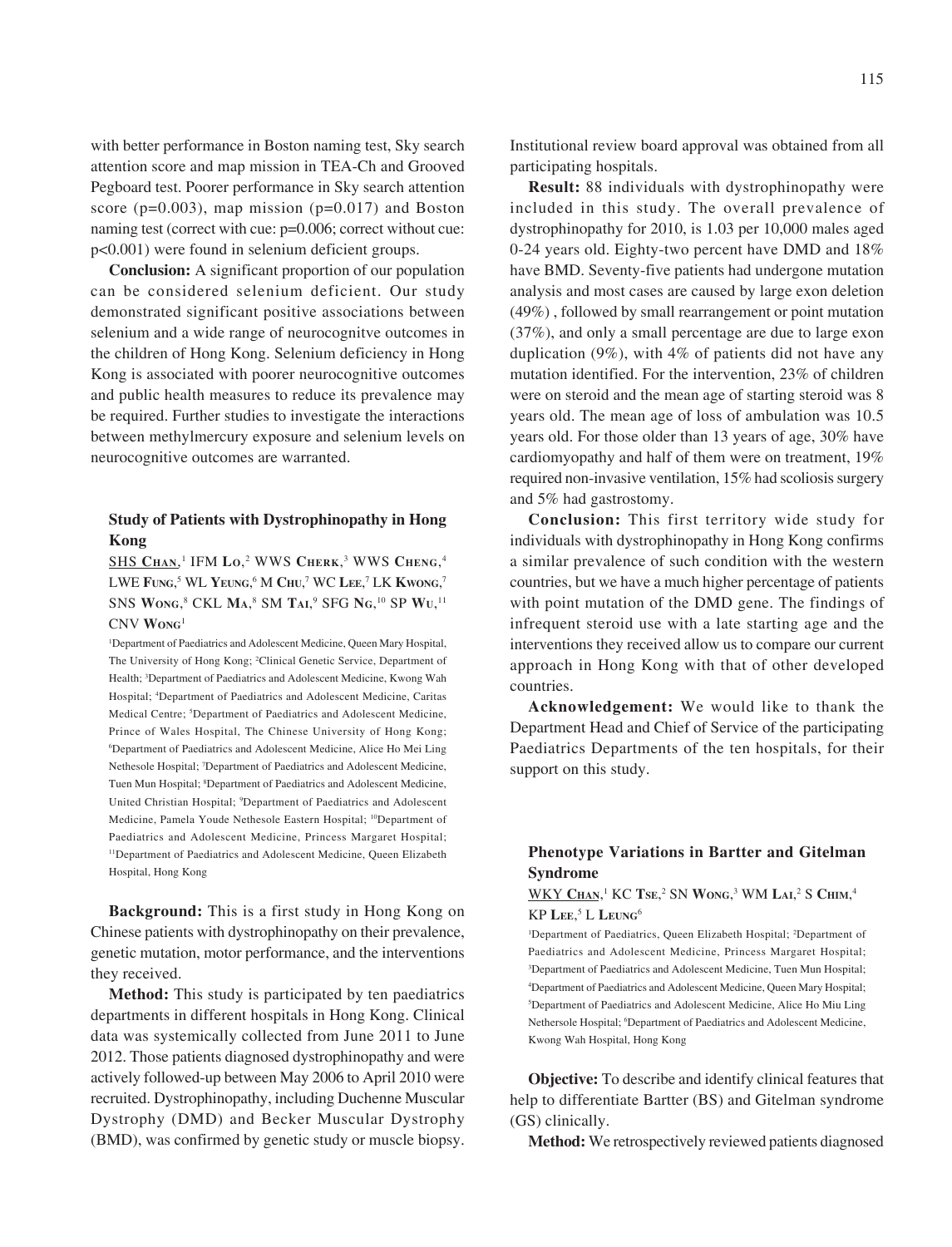with better performance in Boston naming test, Sky search attention score and map mission in TEA-Ch and Grooved Pegboard test. Poorer performance in Sky search attention score ($p=0.003$), map mission ($p=0.017$) and Boston naming test (correct with cue: $p=0.006$; correct without cue: $p<0.001$) were found in selenium deficient groups.

**Conclusion:** A significant proportion of our population can be considered selenium deficient. Our study demonstrated significant positive associations between selenium and a wide range of neurocognitve outcomes in the children of Hong Kong. Selenium deficiency in Hong Kong is associated with poorer neurocognitive outcomes and public health measures to reduce its prevalence may be required. Further studies to investigate the interactions between methylmercury exposure and selenium levels on neurocognitive outcomes are warranted.

### Study of Patients with Dystrophinopathy in Hong Kong

SHS Chan,[1] IFM Lo,[2] WWS Cherk,[3] WWS Cheng,[4] LWE Fung,[5] WL Yeung,[6] M Chu,[7] WC Lee,[7] LK Kwong,[7] SNS Wong,[8] CKL Ma,[8] SM Tai,[9] SFG Ng,[10] SP Wu,[11] CNV Wong[1]

[1]Department of Paediatrics and Adolescent Medicine, Queen Mary Hospital, The University of Hong Kong; [2]Clinical Genetic Service, Department of Health; [3]Department of Paediatrics and Adolescent Medicine, Kwong Wah Hospital; [4]Department of Paediatrics and Adolescent Medicine, Caritas Medical Centre; [5]Department of Paediatrics and Adolescent Medicine, Prince of Wales Hospital, The Chinese University of Hong Kong; [6]Department of Paediatrics and Adolescent Medicine, Alice Ho Mei Ling Nethesole Hospital; [7]Department of Paediatrics and Adolescent Medicine, Tuen Mun Hospital; [8]Department of Paediatrics and Adolescent Medicine, United Christian Hospital; [9]Department of Paediatrics and Adolescent Medicine, Pamela Youde Nethesole Eastern Hospital; [10]Department of Paediatrics and Adolescent Medicine, Princess Margaret Hospital; [11]Department of Paediatrics and Adolescent Medicine, Queen Elizabeth Hospital, Hong Kong

**Background:** This is a first study in Hong Kong on Chinese patients with dystrophinopathy on their prevalence, genetic mutation, motor performance, and the interventions they received.

**Method:** This study is participated by ten paediatrics departments in different hospitals in Hong Kong. Clinical data was systemically collected from June 2011 to June 2012. Those patients diagnosed dystrophinopathy and were actively followed-up between May 2006 to April 2010 were recruited. Dystrophinopathy, including Duchenne Muscular Dystrophy (DMD) and Becker Muscular Dystrophy (BMD), was confirmed by genetic study or muscle biopsy. Institutional review board approval was obtained from all participating hospitals.

**Result:** 88 individuals with dystrophinopathy were included in this study. The overall prevalence of dystrophinopathy for 2010, is 1.03 per 10,000 males aged 0-24 years old. Eighty-two percent have DMD and 18% have BMD. Seventy-five patients had undergone mutation analysis and most cases are caused by large exon deletion (49%) , followed by small rearrangement or point mutation (37%), and only a small percentage are due to large exon duplication (9%), with 4% of patients did not have any mutation identified. For the intervention, 23% of children were on steroid and the mean age of starting steroid was 8 years old. The mean age of loss of ambulation was 10.5 years old. For those older than 13 years of age, 30% have cardiomyopathy and half of them were on treatment, 19% required non-invasive ventilation, 15% had scoliosis surgery and 5% had gastrostomy.

**Conclusion:** This first territory wide study for individuals with dystrophinopathy in Hong Kong confirms a similar prevalence of such condition with the western countries, but we have a much higher percentage of patients with point mutation of the DMD gene. The findings of infrequent steroid use with a late starting age and the interventions they received allow us to compare our current approach in Hong Kong with that of other developed countries.

**Acknowledgement:** We would like to thank the Department Head and Chief of Service of the participating Paediatrics Departments of the ten hospitals, for their support on this study.

### Phenotype Variations in Bartter and Gitelman Syndrome

WKY Chan,[1] KC Tse,[2] SN Wong,[3] WM Lai,[2] S Chim,[4] KP Lee,[5] L Leung[6]

[1]Department of Paediatrics, Queen Elizabeth Hospital; [2]Department of Paediatrics and Adolescent Medicine, Princess Margaret Hospital; [3]Department of Paediatrics and Adolescent Medicine, Tuen Mun Hospital; [4]Department of Paediatrics and Adolescent Medicine, Queen Mary Hospital; [5]Department of Paediatrics and Adolescent Medicine, Alice Ho Miu Ling Nethersole Hospital; [6]Department of Paediatrics and Adolescent Medicine, Kwong Wah Hospital, Hong Kong

**Objective:** To describe and identify clinical features that help to differentiate Bartter (BS) and Gitelman syndrome (GS) clinically.

**Method:** We retrospectively reviewed patients diagnosed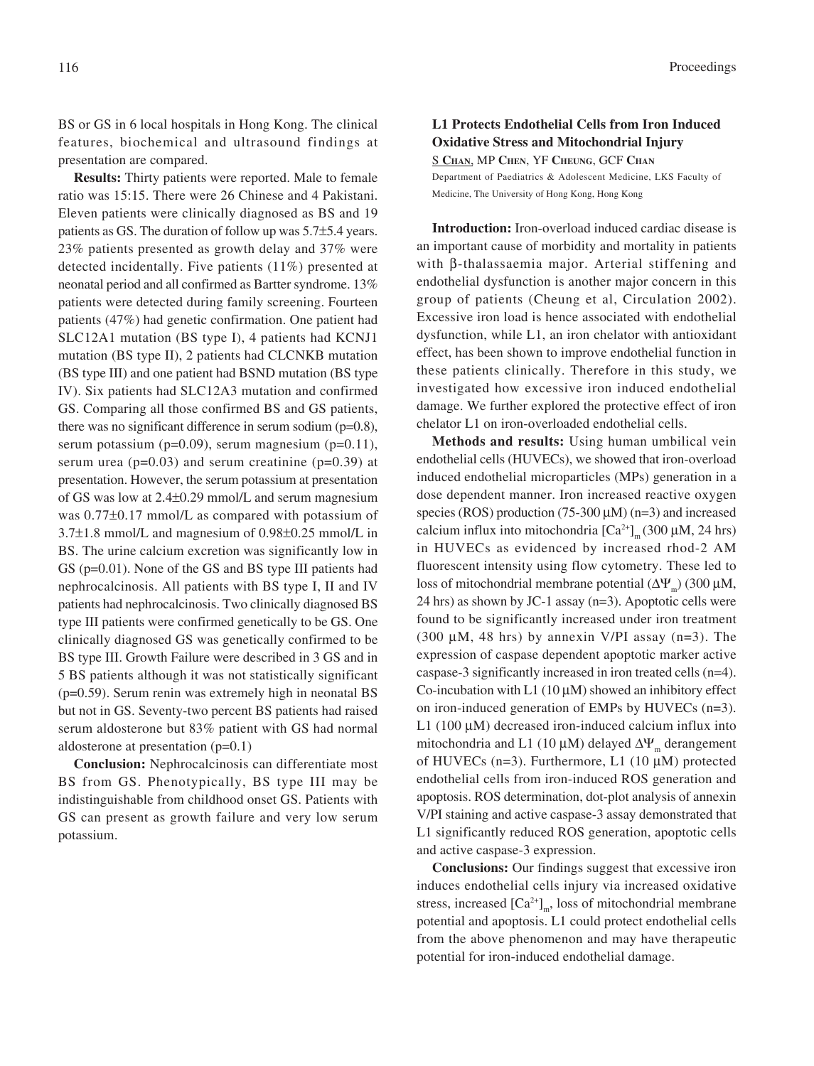BS or GS in 6 local hospitals in Hong Kong. The clinical features, biochemical and ultrasound findings at presentation are compared.

**Results:** Thirty patients were reported. Male to female ratio was 15:15. There were 26 Chinese and 4 Pakistani. Eleven patients were clinically diagnosed as BS and 19 patients as GS. The duration of follow up was 5.7±5.4 years. 23% patients presented as growth delay and 37% were detected incidentally. Five patients (11%) presented at neonatal period and all confirmed as Bartter syndrome. 13% patients were detected during family screening. Fourteen patients (47%) had genetic confirmation. One patient had SLC12A1 mutation (BS type I), 4 patients had KCNJ1 mutation (BS type II), 2 patients had CLCNKB mutation (BS type III) and one patient had BSND mutation (BS type IV). Six patients had SLC12A3 mutation and confirmed GS. Comparing all those confirmed BS and GS patients, there was no significant difference in serum sodium (p=0.8), serum potassium (p=0.09), serum magnesium (p=0.11), serum urea (p=0.03) and serum creatinine (p=0.39) at presentation. However, the serum potassium at presentation of GS was low at 2.4±0.29 mmol/L and serum magnesium was 0.77±0.17 mmol/L as compared with potassium of 3.7±1.8 mmol/L and magnesium of 0.98±0.25 mmol/L in BS. The urine calcium excretion was significantly low in GS (p=0.01). None of the GS and BS type III patients had nephrocalcinosis. All patients with BS type I, II and IV patients had nephrocalcinosis. Two clinically diagnosed BS type III patients were confirmed genetically to be GS. One clinically diagnosed GS was genetically confirmed to be BS type III. Growth Failure were described in 3 GS and in 5 BS patients although it was not statistically significant (p=0.59). Serum renin was extremely high in neonatal BS but not in GS. Seventy-two percent BS patients had raised serum aldosterone but 83% patient with GS had normal aldosterone at presentation (p=0.1)

**Conclusion:** Nephrocalcinosis can differentiate most BS from GS. Phenotypically, BS type III may be indistinguishable from childhood onset GS. Patients with GS can present as growth failure and very low serum potassium.

### L1 Protects Endothelial Cells from Iron Induced Oxidative Stress and Mitochondrial Injury

S **Chan**, MP **Chen**, YF **Cheung**, GCF **Chan**

Department of Paediatrics & Adolescent Medicine, LKS Faculty of Medicine, The University of Hong Kong, Hong Kong

**Introduction:** Iron-overload induced cardiac disease is an important cause of morbidity and mortality in patients with β-thalassaemia major. Arterial stiffening and endothelial dysfunction is another major concern in this group of patients (Cheung et al, Circulation 2002). Excessive iron load is hence associated with endothelial dysfunction, while L1, an iron chelator with antioxidant effect, has been shown to improve endothelial function in these patients clinically. Therefore in this study, we investigated how excessive iron induced endothelial damage. We further explored the protective effect of iron chelator L1 on iron-overloaded endothelial cells.

**Methods and results:** Using human umbilical vein endothelial cells (HUVECs), we showed that iron-overload induced endothelial microparticles (MPs) generation in a dose dependent manner. Iron increased reactive oxygen species (ROS) production (75-300 μM) (n=3) and increased calcium influx into mitochondria $[Ca^{2+}]_m$ (300 μM, 24 hrs) in HUVECs as evidenced by increased rhod-2 AM fluorescent intensity using flow cytometry. These led to loss of mitochondrial membrane potential ($\Delta\Psi_m$) (300 μM, 24 hrs) as shown by JC-1 assay (n=3). Apoptotic cells were found to be significantly increased under iron treatment (300 μM, 48 hrs) by annexin V/PI assay (n=3). The expression of caspase dependent apoptotic marker active caspase-3 significantly increased in iron treated cells (n=4). Co-incubation with L1 (10 μM) showed an inhibitory effect on iron-induced generation of EMPs by HUVECs (n=3). L1 (100 μM) decreased iron-induced calcium influx into mitochondria and L1 (10 μM) delayed $\Delta\Psi_m$ derangement of HUVECs (n=3). Furthermore, L1 (10 μM) protected endothelial cells from iron-induced ROS generation and apoptosis. ROS determination, dot-plot analysis of annexin V/PI staining and active caspase-3 assay demonstrated that L1 significantly reduced ROS generation, apoptotic cells and active caspase-3 expression.

**Conclusions:** Our findings suggest that excessive iron induces endothelial cells injury via increased oxidative stress, increased $[Ca^{2+}]_m$, loss of mitochondrial membrane potential and apoptosis. L1 could protect endothelial cells from the above phenomenon and may have therapeutic potential for iron-induced endothelial damage.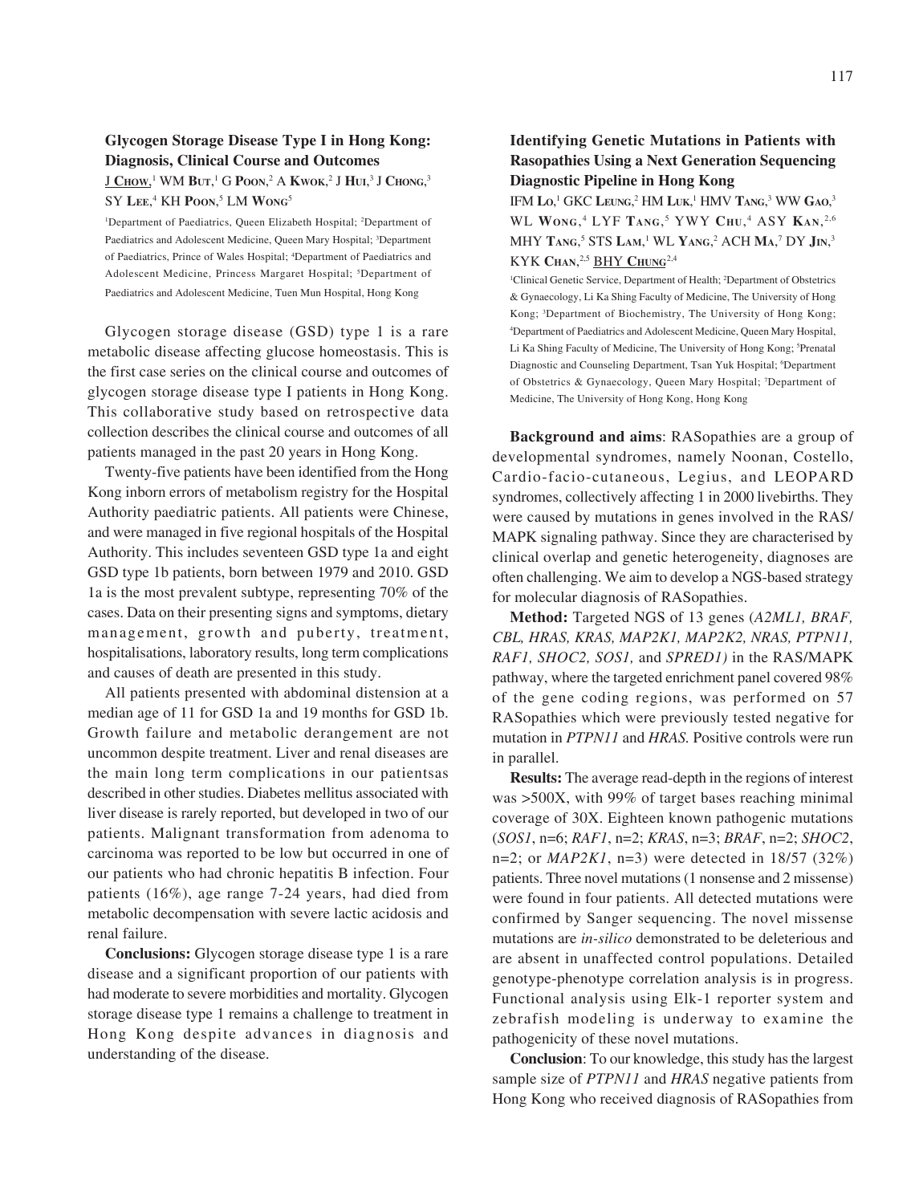## Glycogen Storage Disease Type I in Hong Kong: Diagnosis, Clinical Course and Outcomes

J Chow,[1] WM But,[1] G Poon,[2] A Kwok,[2] J Hui,[3] J Chong,[3] SY Lee,[4] KH Poon,[5] LM Wong[5]

[1]Department of Paediatrics, Queen Elizabeth Hospital; [2]Department of Paediatrics and Adolescent Medicine, Queen Mary Hospital; [3]Department of Paediatrics, Prince of Wales Hospital; [4]Department of Paediatrics and Adolescent Medicine, Princess Margaret Hospital; [5]Department of Paediatrics and Adolescent Medicine, Tuen Mun Hospital, Hong Kong

Glycogen storage disease (GSD) type 1 is a rare metabolic disease affecting glucose homeostasis. This is the first case series on the clinical course and outcomes of glycogen storage disease type I patients in Hong Kong. This collaborative study based on retrospective data collection describes the clinical course and outcomes of all patients managed in the past 20 years in Hong Kong.

Twenty-five patients have been identified from the Hong Kong inborn errors of metabolism registry for the Hospital Authority paediatric patients. All patients were Chinese, and were managed in five regional hospitals of the Hospital Authority. This includes seventeen GSD type 1a and eight GSD type 1b patients, born between 1979 and 2010. GSD 1a is the most prevalent subtype, representing 70% of the cases. Data on their presenting signs and symptoms, dietary management, growth and puberty, treatment, hospitalisations, laboratory results, long term complications and causes of death are presented in this study.

All patients presented with abdominal distension at a median age of 11 for GSD 1a and 19 months for GSD 1b. Growth failure and metabolic derangement are not uncommon despite treatment. Liver and renal diseases are the main long term complications in our patientsas described in other studies. Diabetes mellitus associated with liver disease is rarely reported, but developed in two of our patients. Malignant transformation from adenoma to carcinoma was reported to be low but occurred in one of our patients who had chronic hepatitis B infection. Four patients (16%), age range 7-24 years, had died from metabolic decompensation with severe lactic acidosis and renal failure.

**Conclusions:** Glycogen storage disease type 1 is a rare disease and a significant proportion of our patients with had moderate to severe morbidities and mortality. Glycogen storage disease type 1 remains a challenge to treatment in Hong Kong despite advances in diagnosis and understanding of the disease.

## Identifying Genetic Mutations in Patients with Rasopathies Using a Next Generation Sequencing Diagnostic Pipeline in Hong Kong

IFM Lo,[1] GKC Leung,[2] HM Luk,[1] HMV Tang,[3] WW Gao,[3] WL Wong,[4] LYF Tang,[5] YWY Chu,[4] ASY Kan,[2,6] MHY Tang,[5] STS Lam,[1] WL Yang,[2] ACH Ma,[7] DY Jin,[3] KYK Chan,[2,5] BHY Chung[2,4]

[1]Clinical Genetic Service, Department of Health; [2]Department of Obstetrics & Gynaecology, Li Ka Shing Faculty of Medicine, The University of Hong Kong; [3]Department of Biochemistry, The University of Hong Kong; [4]Department of Paediatrics and Adolescent Medicine, Queen Mary Hospital, Li Ka Shing Faculty of Medicine, The University of Hong Kong; [5]Prenatal Diagnostic and Counseling Department, Tsan Yuk Hospital; [6]Department of Obstetrics & Gynaecology, Queen Mary Hospital; [7]Department of Medicine, The University of Hong Kong, Hong Kong

**Background and aims**: RASopathies are a group of developmental syndromes, namely Noonan, Costello, Cardio-facio-cutaneous, Legius, and LEOPARD syndromes, collectively affecting 1 in 2000 livebirths. They were caused by mutations in genes involved in the RAS/MAPK signaling pathway. Since they are characterised by clinical overlap and genetic heterogeneity, diagnoses are often challenging. We aim to develop a NGS-based strategy for molecular diagnosis of RASopathies.

**Method:** Targeted NGS of 13 genes (*A2ML1, BRAF, CBL, HRAS, KRAS, MAP2K1, MAP2K2, NRAS, PTPN11, RAF1, SHOC2, SOS1,* and *SPRED1)* in the RAS/MAPK pathway, where the targeted enrichment panel covered 98% of the gene coding regions, was performed on 57 RASopathies which were previously tested negative for mutation in *PTPN11* and *HRAS.* Positive controls were run in parallel.

**Results:** The average read-depth in the regions of interest was >500X, with 99% of target bases reaching minimal coverage of 30X. Eighteen known pathogenic mutations (*SOS1*, n=6; *RAF1*, n=2; *KRAS*, n=3; *BRAF*, n=2; *SHOC2*, n=2; or *MAP2K1*, n=3) were detected in 18/57 (32%) patients. Three novel mutations (1 nonsense and 2 missense) were found in four patients. All detected mutations were confirmed by Sanger sequencing. The novel missense mutations are *in-silico* demonstrated to be deleterious and are absent in unaffected control populations. Detailed genotype-phenotype correlation analysis is in progress. Functional analysis using Elk-1 reporter system and zebrafish modeling is underway to examine the pathogenicity of these novel mutations.

**Conclusion**: To our knowledge, this study has the largest sample size of *PTPN11* and *HRAS* negative patients from Hong Kong who received diagnosis of RASopathies from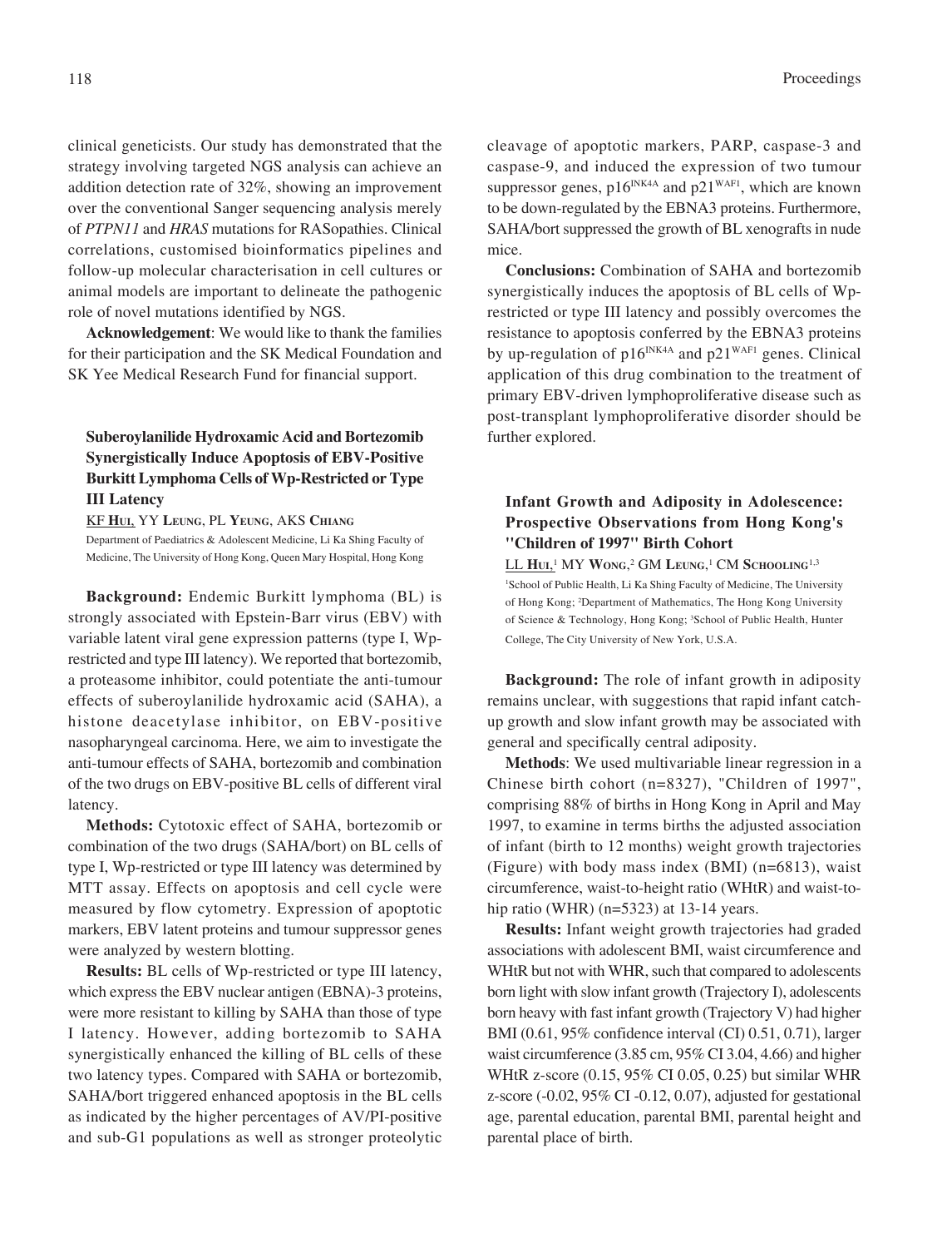clinical geneticists. Our study has demonstrated that the strategy involving targeted NGS analysis can achieve an addition detection rate of 32%, showing an improvement over the conventional Sanger sequencing analysis merely of *PTPN11* and *HRAS* mutations for RASopathies. Clinical correlations, customised bioinformatics pipelines and follow-up molecular characterisation in cell cultures or animal models are important to delineate the pathogenic role of novel mutations identified by NGS.

**Acknowledgement**: We would like to thank the families for their participation and the SK Medical Foundation and SK Yee Medical Research Fund for financial support.

### Suberoylanilide Hydroxamic Acid and Bortezomib Synergistically Induce Apoptosis of EBV-Positive Burkitt Lymphoma Cells of Wp-Restricted or Type III Latency

KF **Hui**, YY **Leung**, PL **Yeung**, AKS **Chiang**

Department of Paediatrics & Adolescent Medicine, Li Ka Shing Faculty of Medicine, The University of Hong Kong, Queen Mary Hospital, Hong Kong

**Background:** Endemic Burkitt lymphoma (BL) is strongly associated with Epstein-Barr virus (EBV) with variable latent viral gene expression patterns (type I, Wp-restricted and type III latency). We reported that bortezomib, a proteasome inhibitor, could potentiate the anti-tumour effects of suberoylanilide hydroxamic acid (SAHA), a histone deacetylase inhibitor, on EBV-positive nasopharyngeal carcinoma. Here, we aim to investigate the anti-tumour effects of SAHA, bortezomib and combination of the two drugs on EBV-positive BL cells of different viral latency.

**Methods:** Cytotoxic effect of SAHA, bortezomib or combination of the two drugs (SAHA/bort) on BL cells of type I, Wp-restricted or type III latency was determined by MTT assay. Effects on apoptosis and cell cycle were measured by flow cytometry. Expression of apoptotic markers, EBV latent proteins and tumour suppressor genes were analyzed by western blotting.

**Results:** BL cells of Wp-restricted or type III latency, which express the EBV nuclear antigen (EBNA)-3 proteins, were more resistant to killing by SAHA than those of type I latency. However, adding bortezomib to SAHA synergistically enhanced the killing of BL cells of these two latency types. Compared with SAHA or bortezomib, SAHA/bort triggered enhanced apoptosis in the BL cells as indicated by the higher percentages of AV/PI-positive and sub-G1 populations as well as stronger proteolytic cleavage of apoptotic markers, PARP, caspase-3 and caspase-9, and induced the expression of two tumour suppressor genes, $p16^{INK4A}$ and $p21^{WAF1}$, which are known to be down-regulated by the EBNA3 proteins. Furthermore, SAHA/bort suppressed the growth of BL xenografts in nude mice.

**Conclusions:** Combination of SAHA and bortezomib synergistically induces the apoptosis of BL cells of Wp-restricted or type III latency and possibly overcomes the resistance to apoptosis conferred by the EBNA3 proteins by up-regulation of $p16^{INK4A}$ and $p21^{WAF1}$ genes. Clinical application of this drug combination to the treatment of primary EBV-driven lymphoproliferative disease such as post-transplant lymphoproliferative disorder should be further explored.

### Infant Growth and Adiposity in Adolescence: Prospective Observations from Hong Kong's "Children of 1997" Birth Cohort

LL **Hui**,[1] MY **Wong**,[2] GM **Leung**,[1] CM **Schooling**[1,3]

[1]School of Public Health, Li Ka Shing Faculty of Medicine, The University of Hong Kong; [2]Department of Mathematics, The Hong Kong University of Science & Technology, Hong Kong; [3]School of Public Health, Hunter College, The City University of New York, U.S.A.

**Background:** The role of infant growth in adiposity remains unclear, with suggestions that rapid infant catch-up growth and slow infant growth may be associated with general and specifically central adiposity.

**Methods**: We used multivariable linear regression in a Chinese birth cohort (n=8327), "Children of 1997", comprising 88% of births in Hong Kong in April and May 1997, to examine in terms births the adjusted association of infant (birth to 12 months) weight growth trajectories (Figure) with body mass index (BMI) (n=6813), waist circumference, waist-to-height ratio (WHtR) and waist-to-hip ratio (WHR) (n=5323) at 13-14 years.

**Results:** Infant weight growth trajectories had graded associations with adolescent BMI, waist circumference and WHtR but not with WHR, such that compared to adolescents born light with slow infant growth (Trajectory I), adolescents born heavy with fast infant growth (Trajectory V) had higher BMI (0.61, 95% confidence interval (CI) 0.51, 0.71), larger waist circumference (3.85 cm, 95% CI 3.04, 4.66) and higher WHtR z-score (0.15, 95% CI 0.05, 0.25) but similar WHR z-score (-0.02, 95% CI -0.12, 0.07), adjusted for gestational age, parental education, parental BMI, parental height and parental place of birth.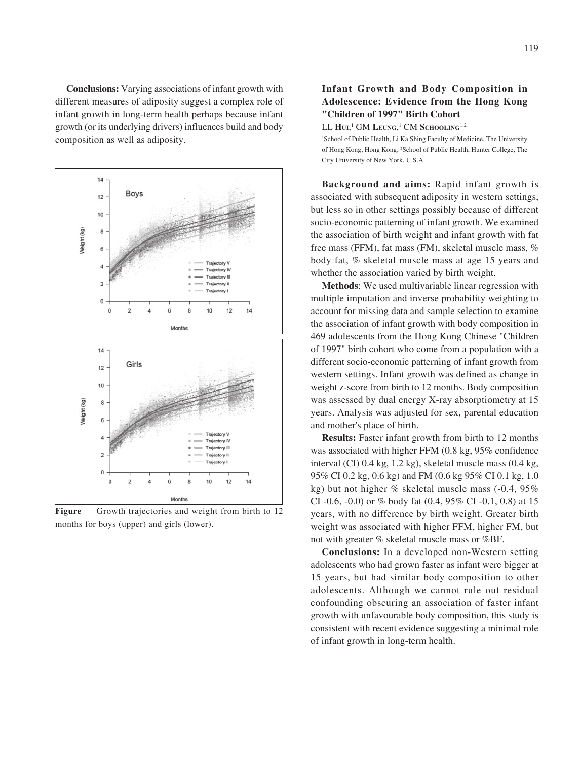**Conclusions:** Varying associations of infant growth with different measures of adiposity suggest a complex role of infant growth in long-term health perhaps because infant growth (or its underlying drivers) influences build and body composition as well as adiposity.

**Figure** Growth trajectories and weight from birth to 12 months for boys (upper) and girls (lower).

### Infant Growth and Body Composition in Adolescence: Evidence from the Hong Kong "Children of 1997" Birth Cohort

LL **Hui**,[1] GM **Leung**,[1] CM **Schooling**[1,2]

[1]School of Public Health, Li Ka Shing Faculty of Medicine, The University of Hong Kong, Hong Kong; [2]School of Public Health, Hunter College, The City University of New York, U.S.A.

**Background and aims:** Rapid infant growth is associated with subsequent adiposity in western settings, but less so in other settings possibly because of different socio-economic patterning of infant growth. We examined the association of birth weight and infant growth with fat free mass (FFM), fat mass (FM), skeletal muscle mass, % body fat, % skeletal muscle mass at age 15 years and whether the association varied by birth weight.

**Methods**: We used multivariable linear regression with multiple imputation and inverse probability weighting to account for missing data and sample selection to examine the association of infant growth with body composition in 469 adolescents from the Hong Kong Chinese "Children of 1997" birth cohort who come from a population with a different socio-economic patterning of infant growth from western settings. Infant growth was defined as change in weight z-score from birth to 12 months. Body composition was assessed by dual energy X-ray absorptiometry at 15 years. Analysis was adjusted for sex, parental education and mother's place of birth.

**Results:** Faster infant growth from birth to 12 months was associated with higher FFM (0.8 kg, 95% confidence interval (CI) 0.4 kg, 1.2 kg), skeletal muscle mass (0.4 kg, 95% CI 0.2 kg, 0.6 kg) and FM (0.6 kg 95% CI 0.1 kg, 1.0 kg) but not higher % skeletal muscle mass (-0.4, 95% CI -0.6, -0.0) or % body fat (0.4, 95% CI -0.1, 0.8) at 15 years, with no difference by birth weight. Greater birth weight was associated with higher FFM, higher FM, but not with greater % skeletal muscle mass or %BF.

**Conclusions:** In a developed non-Western setting adolescents who had grown faster as infant were bigger at 15 years, but had similar body composition to other adolescents. Although we cannot rule out residual confounding obscuring an association of faster infant growth with unfavourable body composition, this study is consistent with recent evidence suggesting a minimal role of infant growth in long-term health.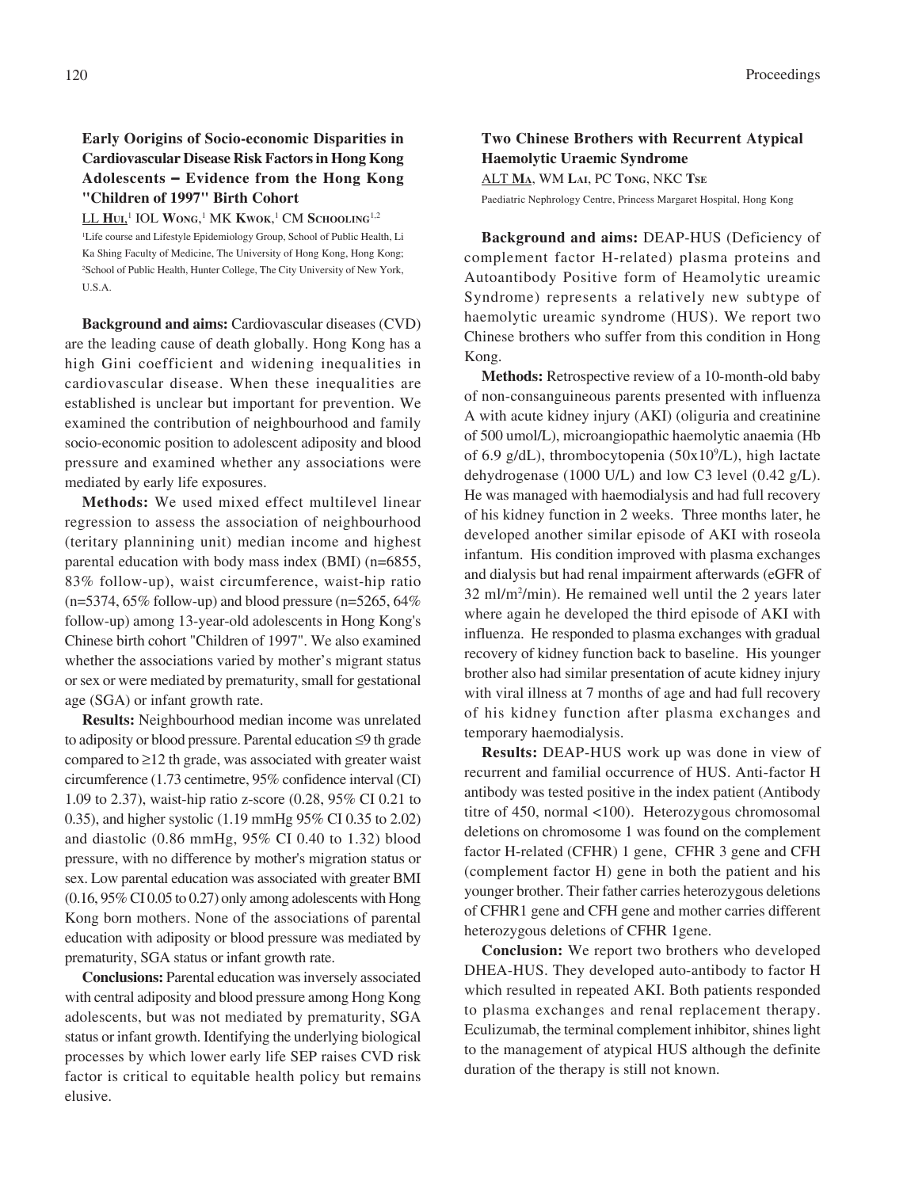### Early Oorigins of Socio-economic Disparities in Cardiovascular Disease Risk Factors in Hong Kong Adolescents – Evidence from the Hong Kong "Children of 1997" Birth Cohort

LL **Hui**,[1] IOL **Wong**,[1] MK **Kwok**,[1] CM **Schooling**[1,2]

[1]Life course and Lifestyle Epidemiology Group, School of Public Health, Li Ka Shing Faculty of Medicine, The University of Hong Kong, Hong Kong; [2]School of Public Health, Hunter College, The City University of New York, U.S.A.

**Background and aims:** Cardiovascular diseases (CVD) are the leading cause of death globally. Hong Kong has a high Gini coefficient and widening inequalities in cardiovascular disease. When these inequalities are established is unclear but important for prevention. We examined the contribution of neighbourhood and family socio-economic position to adolescent adiposity and blood pressure and examined whether any associations were mediated by early life exposures.

**Methods:** We used mixed effect multilevel linear regression to assess the association of neighbourhood (teritary plannining unit) median income and highest parental education with body mass index (BMI) (n=6855, 83% follow-up), waist circumference, waist-hip ratio (n=5374, 65% follow-up) and blood pressure (n=5265, 64% follow-up) among 13-year-old adolescents in Hong Kong's Chinese birth cohort "Children of 1997". We also examined whether the associations varied by mother's migrant status or sex or were mediated by prematurity, small for gestational age (SGA) or infant growth rate.

**Results:** Neighbourhood median income was unrelated to adiposity or blood pressure. Parental education ≤9 th grade compared to ≥12 th grade, was associated with greater waist circumference (1.73 centimetre, 95% confidence interval (CI) 1.09 to 2.37), waist-hip ratio z-score (0.28, 95% CI 0.21 to 0.35), and higher systolic (1.19 mmHg 95% CI 0.35 to 2.02) and diastolic (0.86 mmHg, 95% CI 0.40 to 1.32) blood pressure, with no difference by mother's migration status or sex. Low parental education was associated with greater BMI (0.16, 95% CI 0.05 to 0.27) only among adolescents with Hong Kong born mothers. None of the associations of parental education with adiposity or blood pressure was mediated by prematurity, SGA status or infant growth rate.

**Conclusions:** Parental education was inversely associated with central adiposity and blood pressure among Hong Kong adolescents, but was not mediated by prematurity, SGA status or infant growth. Identifying the underlying biological processes by which lower early life SEP raises CVD risk factor is critical to equitable health policy but remains elusive.

### Two Chinese Brothers with Recurrent Atypical Haemolytic Uraemic Syndrome

ALT **Ma**, WM **Lai**, PC **Tong**, NKC **Tse**

Paediatric Nephrology Centre, Princess Margaret Hospital, Hong Kong

**Background and aims:** DEAP-HUS (Deficiency of complement factor H-related) plasma proteins and Autoantibody Positive form of Heamolytic ureamic Syndrome) represents a relatively new subtype of haemolytic uremic syndrome (HUS). We report two Chinese brothers who suffer from this condition in Hong Kong.

**Methods:** Retrospective review of a 10-month-old baby of non-consanguineous parents presented with influenza A with acute kidney injury (AKI) (oliguria and creatinine of 500 umol/L), microangiopathic haemolytic anaemia (Hb of 6.9 g/dL), thrombocytopenia ($50x10^9$/L), high lactate dehydrogenase (1000 U/L) and low C3 level (0.42 g/L). He was managed with haemodialysis and had full recovery of his kidney function in 2 weeks. Three months later, he developed another similar episode of AKI with roseola infantum. His condition improved with plasma exchanges and dialysis but had renal impairment afterwards (eGFR of 32 ml/m$^2$/min). He remained well until the 2 years later where again he developed the third episode of AKI with influenza. He responded to plasma exchanges with gradual recovery of kidney function back to baseline. His younger brother also had similar presentation of acute kidney injury with viral illness at 7 months of age and had full recovery of his kidney function after plasma exchanges and temporary haemodialysis.

**Results:** DEAP-HUS work up was done in view of recurrent and familial occurrence of HUS. Anti-factor H antibody was tested positive in the index patient (Antibody titre of 450, normal <100). Heterozygous chromosomal deletions on chromosome 1 was found on the complement factor H-related (CFHR) 1 gene, CFHR 3 gene and CFH (complement factor H) gene in both the patient and his younger brother. Their father carries heterozygous deletions of CFHR1 gene and CFH gene and mother carries different heterozygous deletions of CFHR 1gene.

**Conclusion:** We report two brothers who developed DHEA-HUS. They developed auto-antibody to factor H which resulted in repeated AKI. Both patients responded to plasma exchanges and renal replacement therapy. Eculizumab, the terminal complement inhibitor, shines light to the management of atypical HUS although the definite duration of the therapy is still not known.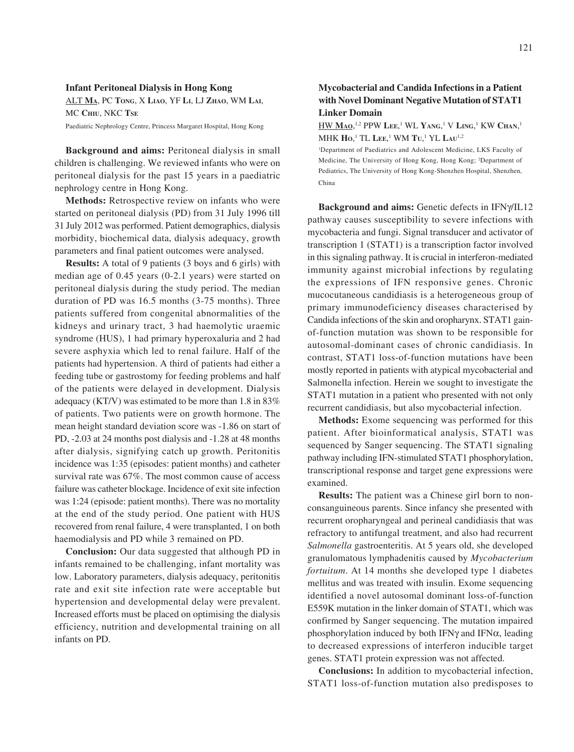### Infant Peritoneal Dialysis in Hong Kong

ALT Ma, PC Tong, X Liao, YF Li, LJ Zhao, WM Lai, MC Chiu, NKC Tse

Paediatric Nephrology Centre, Princess Margaret Hospital, Hong Kong

**Background and aims:** Peritoneal dialysis in small children is challenging. We reviewed infants who were on peritoneal dialysis for the past 15 years in a paediatric nephrology centre in Hong Kong.

**Methods:** Retrospective review on infants who were started on peritoneal dialysis (PD) from 31 July 1996 till 31 July 2012 was performed. Patient demographics, dialysis morbidity, biochemical data, dialysis adequacy, growth parameters and final patient outcomes were analysed.

**Results:** A total of 9 patients (3 boys and 6 girls) with median age of 0.45 years (0-2.1 years) were started on peritoneal dialysis during the study period. The median duration of PD was 16.5 months (3-75 months). Three patients suffered from congenital abnormalities of the kidneys and urinary tract, 3 had haemolytic uraemic syndrome (HUS), 1 had primary hyperoxaluria and 2 had severe asphyxia which led to renal failure. Half of the patients had hypertension. A third of patients had either a feeding tube or gastrostomy for feeding problems and half of the patients were delayed in development. Dialysis adequacy (KT/V) was estimated to be more than 1.8 in 83% of patients. Two patients were on growth hormone. The mean height standard deviation score was -1.86 on start of PD, -2.03 at 24 months post dialysis and -1.28 at 48 months after dialysis, signifying catch up growth. Peritonitis incidence was 1:35 (episodes: patient months) and catheter survival rate was 67%. The most common cause of access failure was catheter blockage. Incidence of exit site infection was 1:24 (episode: patient months). There was no mortality at the end of the study period. One patient with HUS recovered from renal failure, 4 were transplanted, 1 on both haemodialysis and PD while 3 remained on PD.

**Conclusion:** Our data suggested that although PD in infants remained to be challenging, infant mortality was low. Laboratory parameters, dialysis adequacy, peritonitis rate and exit site infection rate were acceptable but hypertension and developmental delay were prevalent. Increased efforts must be placed on optimising the dialysis efficiency, nutrition and developmental training on all infants on PD.

### Mycobacterial and Candida Infections in a Patient with Novel Dominant Negative Mutation of STAT1 Linker Domain

HW Mao,[1,2] PPW Lee,[1] WL Yang,[1] V Ling,[1] KW Chan,[1] MHK Ho,[1] TL Lee,[1] WM Tu,[1] YL Lau[1,2]

[1]Department of Paediatrics and Adolescent Medicine, LKS Faculty of Medicine, The University of Hong Kong, Hong Kong; [2]Department of Pediatrics, The University of Hong Kong-Shenzhen Hospital, Shenzhen, China

**Background and aims:** Genetic defects in IFNγ/IL12 pathway causes susceptibility to severe infections with mycobacteria and fungi. Signal transducer and activator of transcription 1 (STAT1) is a transcription factor involved in this signaling pathway. It is crucial in interferon-mediated immunity against microbial infections by regulating the expressions of IFN responsive genes. Chronic mucocutaneous candidiasis is a heterogeneous group of primary immunodeficiency diseases characterised by Candida infections of the skin and oropharynx. STAT1 gain-of-function mutation was shown to be responsible for autosomal-dominant cases of chronic candidiasis. In contrast, STAT1 loss-of-function mutations have been mostly reported in patients with atypical mycobacterial and Salmonella infection. Herein we sought to investigate the STAT1 mutation in a patient who presented with not only recurrent candidiasis, but also mycobacterial infection.

**Methods:** Exome sequencing was performed for this patient. After bioinformatical analysis, STAT1 was sequenced by Sanger sequencing. The STAT1 signaling pathway including IFN-stimulated STAT1 phosphorylation, transcriptional response and target gene expressions were examined.

**Results:** The patient was a Chinese girl born to non-consanguineous parents. Since infancy she presented with recurrent oropharyngeal and perineal candidiasis that was refractory to antifungal treatment, and also had recurrent *Salmonella* gastroenteritis. At 5 years old, she developed granulomatous lymphadenitis caused by *Mycobacterium fortuitum*. At 14 months she developed type 1 diabetes mellitus and was treated with insulin. Exome sequencing identified a novel autosomal dominant loss-of-function E559K mutation in the linker domain of STAT1, which was confirmed by Sanger sequencing. The mutation impaired phosphorylation induced by both IFNγ and IFNα, leading to decreased expressions of interferon inducible target genes. STAT1 protein expression was not affected.

**Conclusions:** In addition to mycobacterial infection, STAT1 loss-of-function mutation also predisposes to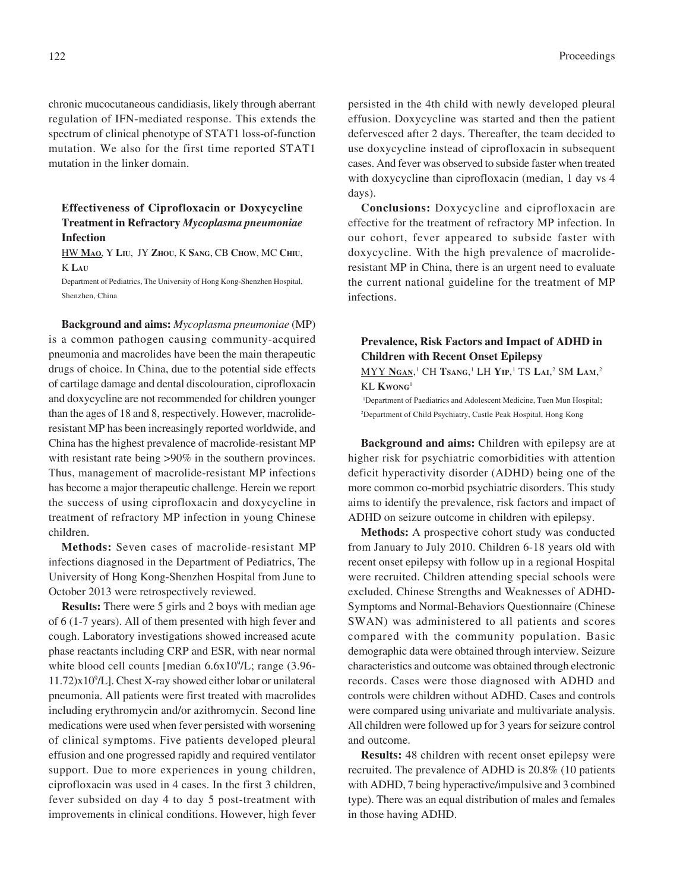chronic mucocutaneous candidiasis, likely through aberrant regulation of IFN-mediated response. This extends the spectrum of clinical phenotype of STAT1 loss-of-function mutation. We also for the first time reported STAT1 mutation in the linker domain.

### Effectiveness of Ciprofloxacin or Doxycycline Treatment in Refractory *Mycoplasma pneumoniae* Infection

HW **Mao**, Y **Liu**, JY **Zhou**, K **Sang**, CB **Chow**, MC **Chiu**, K **Lau**

Department of Pediatrics, The University of Hong Kong-Shenzhen Hospital, Shenzhen, China

**Background and aims:** *Mycoplasma pneumoniae* (MP) is a common pathogen causing community-acquired pneumonia and macrolides have been the main therapeutic drugs of choice. In China, due to the potential side effects of cartilage damage and dental discolouration, ciprofloxacin and doxycycline are not recommended for children younger than the ages of 18 and 8, respectively. However, macrolide-resistant MP has been increasingly reported worldwide, and China has the highest prevalence of macrolide-resistant MP with resistant rate being >90% in the southern provinces. Thus, management of macrolide-resistant MP infections has become a major therapeutic challenge. Herein we report the success of using ciprofloxacin and doxycycline in treatment of refractory MP infection in young Chinese children.

**Methods:** Seven cases of macrolide-resistant MP infections diagnosed in the Department of Pediatrics, The University of Hong Kong-Shenzhen Hospital from June to October 2013 were retrospectively reviewed.

**Results:** There were 5 girls and 2 boys with median age of 6 (1-7 years). All of them presented with high fever and cough. Laboratory investigations showed increased acute phase reactants including CRP and ESR, with near normal white blood cell counts [median $6.6x10^9$/L; range $(3.96\text{-}11.72)x10^9$/L]. Chest X-ray showed either lobar or unilateral pneumonia. All patients were first treated with macrolides including erythromycin and/or azithromycin. Second line medications were used when fever persisted with worsening of clinical symptoms. Five patients developed pleural effusion and one progressed rapidly and required ventilator support. Due to more experiences in young children, ciprofloxacin was used in 4 cases. In the first 3 children, fever subsided on day 4 to day 5 post-treatment with improvements in clinical conditions. However, high fever persisted in the 4th child with newly developed pleural effusion. Doxycycline was started and then the patient defervesced after 2 days. Thereafter, the team decided to use doxycycline instead of ciprofloxacin in subsequent cases. And fever was observed to subside faster when treated with doxycycline than ciprofloxacin (median, 1 day vs 4 days).

**Conclusions:** Doxycycline and ciprofloxacin are effective for the treatment of refractory MP infection. In our cohort, fever appeared to subside faster with doxycycline. With the high prevalence of macrolide-resistant MP in China, there is an urgent need to evaluate the current national guideline for the treatment of MP infections.

### Prevalence, Risk Factors and Impact of ADHD in Children with Recent Onset Epilepsy

MYY **Ngan**,[1] CH **Tsang**,[1] LH **Yip**,[1] TS **Lai**,[2] SM **Lam**,[2] KL **Kwong**[1]

[1]Department of Paediatrics and Adolescent Medicine, Tuen Mun Hospital; [2]Department of Child Psychiatry, Castle Peak Hospital, Hong Kong

**Background and aims:** Children with epilepsy are at higher risk for psychiatric comorbidities with attention deficit hyperactivity disorder (ADHD) being one of the more common co-morbid psychiatric disorders. This study aims to identify the prevalence, risk factors and impact of ADHD on seizure outcome in children with epilepsy.

**Methods:** A prospective cohort study was conducted from January to July 2010. Children 6-18 years old with recent onset epilepsy with follow up in a regional Hospital were recruited. Children attending special schools were excluded. Chinese Strengths and Weaknesses of ADHD-Symptoms and Normal-Behaviors Questionnaire (Chinese SWAN) was administered to all patients and scores compared with the community population. Basic demographic data were obtained through interview. Seizure characteristics and outcome was obtained through electronic records. Cases were those diagnosed with ADHD and controls were children without ADHD. Cases and controls were compared using univariate and multivariate analysis. All children were followed up for 3 years for seizure control and outcome.

**Results:** 48 children with recent onset epilepsy were recruited. The prevalence of ADHD is 20.8% (10 patients with ADHD, 7 being hyperactive/impulsive and 3 combined type). There was an equal distribution of males and females in those having ADHD.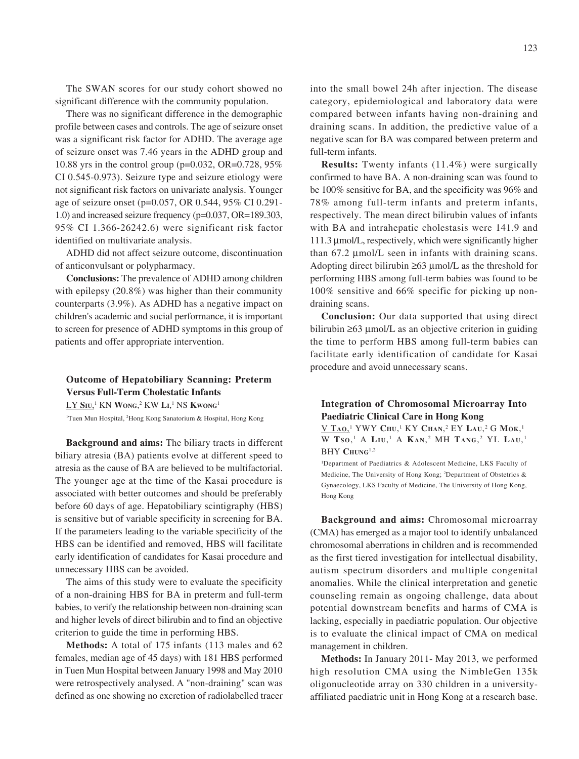The SWAN scores for our study cohort showed no significant difference with the community population.

There was no significant difference in the demographic profile between cases and controls. The age of seizure onset was a significant risk factor for ADHD. The average age of seizure onset was 7.46 years in the ADHD group and 10.88 yrs in the control group (p=0.032, OR=0.728, 95% CI 0.545-0.973). Seizure type and seizure etiology were not significant risk factors on univariate analysis. Younger age of seizure onset (p=0.057, OR 0.544, 95% CI 0.291-1.0) and increased seizure frequency (p=0.037, OR=189.303, 95% CI 1.366-26242.6) were significant risk factor identified on multivariate analysis.

ADHD did not affect seizure outcome, discontinuation of anticonvulsant or polypharmacy.

**Conclusions:** The prevalence of ADHD among children with epilepsy (20.8%) was higher than their community counterparts (3.9%). As ADHD has a negative impact on children's academic and social performance, it is important to screen for presence of ADHD symptoms in this group of patients and offer appropriate intervention.

### Outcome of Hepatobiliary Scanning: Preterm Versus Full-Term Cholestatic Infants

LY **Siu**,[1] KN **Wong**,[2] KW **Li**,[1] NS **Kwong**[1]

[1]Tuen Mun Hospital, [2]Hong Kong Sanatorium & Hospital, Hong Kong

**Background and aims:** The biliary tracts in different biliary atresia (BA) patients evolve at different speed to atresia as the cause of BA are believed to be multifactorial. The younger age at the time of the Kasai procedure is associated with better outcomes and should be preferably before 60 days of age. Hepatobiliary scintigraphy (HBS) is sensitive but of variable specificity in screening for BA. If the parameters leading to the variable specificity of the HBS can be identified and removed, HBS will facilitate early identification of candidates for Kasai procedure and unnecessary HBS can be avoided.

The aims of this study were to evaluate the specificity of a non-draining HBS for BA in preterm and full-term babies, to verify the relationship between non-draining scan and higher levels of direct bilirubin and to find an objective criterion to guide the time in performing HBS.

**Methods:** A total of 175 infants (113 males and 62 females, median age of 45 days) with 181 HBS performed in Tuen Mun Hospital between January 1998 and May 2010 were retrospectively analysed. A "non-draining" scan was defined as one showing no excretion of radiolabelled tracer into the small bowel 24h after injection. The disease category, epidemiological and laboratory data were compared between infants having non-draining and draining scans. In addition, the predictive value of a negative scan for BA was compared between preterm and full-term infants.

**Results:** Twenty infants (11.4%) were surgically confirmed to have BA. A non-draining scan was found to be 100% sensitive for BA, and the specificity was 96% and 78% among full-term infants and preterm infants, respectively. The mean direct bilirubin values of infants with BA and intrahepatic cholestasis were 141.9 and 111.3 µmol/L, respectively, which were significantly higher than 67.2 µmol/L seen in infants with draining scans. Adopting direct bilirubin ≥63 µmol/L as the threshold for performing HBS among full-term babies was found to be 100% sensitive and 66% specific for picking up non-draining scans.

**Conclusion:** Our data supported that using direct bilirubin ≥63 µmol/L as an objective criterion in guiding the time to perform HBS among full-term babies can facilitate early identification of candidate for Kasai procedure and avoid unnecessary scans.

### Integration of Chromosomal Microarray Into Paediatric Clinical Care in Hong Kong

V **Tao**,[1] YWY **Chu**,[1] KY **Chan**,[2] EY **Lau**,[2] G **Mok**,[1] W **Tso**,[1] A **Liu**,[1] A **Kan**,[2] MH **Tang**,[2] YL **Lau**,[1] BHY **Chung**[1,2]

[1]Department of Paediatrics & Adolescent Medicine, LKS Faculty of Medicine, The University of Hong Kong; [2]Department of Obstetrics & Gynaecology, LKS Faculty of Medicine, The University of Hong Kong, Hong Kong

**Background and aims:** Chromosomal microarray (CMA) has emerged as a major tool to identify unbalanced chromosomal aberrations in children and is recommended as the first tiered investigation for intellectual disability, autism spectrum disorders and multiple congenital anomalies. While the clinical interpretation and genetic counseling remain as ongoing challenge, data about potential downstream benefits and harms of CMA is lacking, especially in paediatric population. Our objective is to evaluate the clinical impact of CMA on medical management in children.

**Methods:** In January 2011- May 2013, we performed high resolution CMA using the NimbleGen 135k oligonucleotide array on 330 children in a university-affiliated paediatric unit in Hong Kong at a research base.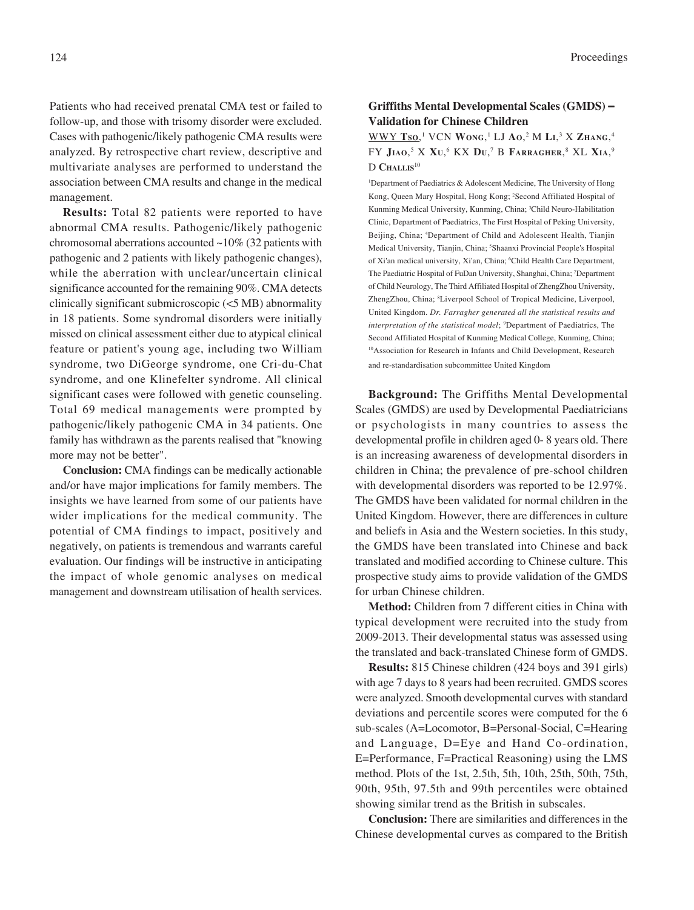Patients who had received prenatal CMA test or failed to follow-up, and those with trisomy disorder were excluded. Cases with pathogenic/likely pathogenic CMA results were analyzed. By retrospective chart review, descriptive and multivariate analyses are performed to understand the association between CMA results and change in the medical management.

**Results:** Total 82 patients were reported to have abnormal CMA results. Pathogenic/likely pathogenic chromosomal aberrations accounted ~10% (32 patients with pathogenic and 2 patients with likely pathogenic changes), while the aberration with unclear/uncertain clinical significance accounted for the remaining 90%. CMA detects clinically significant submicroscopic (<5 MB) abnormality in 18 patients. Some syndromal disorders were initially missed on clinical assessment either due to atypical clinical feature or patient's young age, including two William syndrome, two DiGeorge syndrome, one Cri-du-Chat syndrome, and one Klinefelter syndrome. All clinical significant cases were followed with genetic counseling. Total 69 medical managements were prompted by pathogenic/likely pathogenic CMA in 34 patients. One family has withdrawn as the parents realised that "knowing more may not be better".

**Conclusion:** CMA findings can be medically actionable and/or have major implications for family members. The insights we have learned from some of our patients have wider implications for the medical community. The potential of CMA findings to impact, positively and negatively, on patients is tremendous and warrants careful evaluation. Our findings will be instructive in anticipating the impact of whole genomic analyses on medical management and downstream utilisation of health services.

### Griffiths Mental Developmental Scales (GMDS) – Validation for Chinese Children

WWY Tso,[1] VCN Wong,[1] LJ Ao,[2] M Li,[3] X Zhang,[4] FY Jiao,[5] X Xu,[6] KX Du,[7] B Farragher,[8] XL Xia,[9] D Challis[10]

[1]Department of Paediatrics & Adolescent Medicine, The University of Hong Kong, Queen Mary Hospital, Hong Kong; [2]Second Affiliated Hospital of Kunming Medical University, Kunming, China; [3]Child Neuro-Habilitation Clinic, Department of Paediatrics, The First Hospital of Peking University, Beijing, China; [4]Department of Child and Adolescent Health, Tianjin Medical University, Tianjin, China; [5]Shaanxi Provincial People's Hospital of Xi'an medical university, Xi'an, China; [6]Child Health Care Department, The Paediatric Hospital of FuDan University, Shanghai, China; [7]Department of Child Neurology, The Third Affiliated Hospital of ZhengZhou University, ZhengZhou, China; [8]Liverpool School of Tropical Medicine, Liverpool, United Kingdom. *Dr. Farragher generated all the statistical results and interpretation of the statistical model*; [9]Department of Paediatrics, The Second Affiliated Hospital of Kunming Medical College, Kunming, China; [10]Association for Research in Infants and Child Development, Research and re-standardisation subcommittee United Kingdom

**Background:** The Griffiths Mental Developmental Scales (GMDS) are used by Developmental Paediatricians or psychologists in many countries to assess the developmental profile in children aged 0- 8 years old. There is an increasing awareness of developmental disorders in children in China; the prevalence of pre-school children with developmental disorders was reported to be 12.97%. The GMDS have been validated for normal children in the United Kingdom. However, there are differences in culture and beliefs in Asia and the Western societies. In this study, the GMDS have been translated into Chinese and back translated and modified according to Chinese culture. This prospective study aims to provide validation of the GMDS for urban Chinese children.

**Method:** Children from 7 different cities in China with typical development were recruited into the study from 2009-2013. Their developmental status was assessed using the translated and back-translated Chinese form of GMDS.

**Results:** 815 Chinese children (424 boys and 391 girls) with age 7 days to 8 years had been recruited. GMDS scores were analyzed. Smooth developmental curves with standard deviations and percentile scores were computed for the 6 sub-scales (A=Locomotor, B=Personal-Social, C=Hearing and Language, D=Eye and Hand Co-ordination, E=Performance, F=Practical Reasoning) using the LMS method. Plots of the 1st, 2.5th, 5th, 10th, 25th, 50th, 75th, 90th, 95th, 97.5th and 99th percentiles were obtained showing similar trend as the British in subscales.

**Conclusion:** There are similarities and differences in the Chinese developmental curves as compared to the British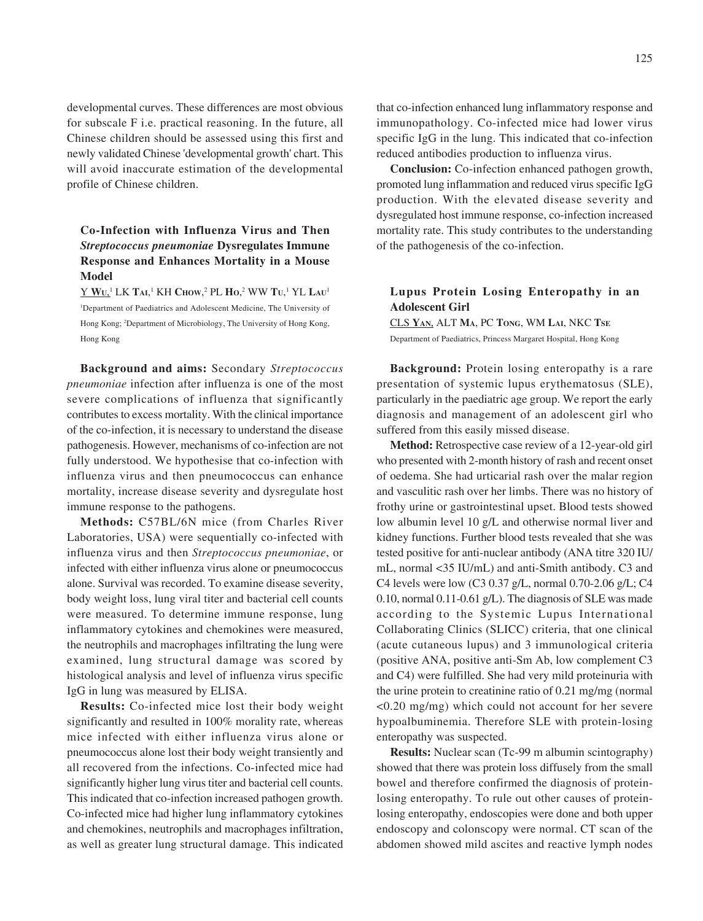developmental curves. These differences are most obvious for subscale F i.e. practical reasoning. In the future, all Chinese children should be assessed using this first and newly validated Chinese 'developmental growth' chart. This will avoid inaccurate estimation of the developmental profile of Chinese children.

### Co-Infection with Influenza Virus and Then *Streptococcus pneumoniae* Dysregulates Immune Response and Enhances Mortality in a Mouse Model

Y Wu,[1] LK Tai,[1] KH Chow,[2] PL Ho,[2] WW Tu,[1] YL Lau[1]

[1]Department of Paediatrics and Adolescent Medicine, The University of Hong Kong; [2]Department of Microbiology, The University of Hong Kong, Hong Kong

**Background and aims:** Secondary *Streptococcus pneumoniae* infection after influenza is one of the most severe complications of influenza that significantly contributes to excess mortality. With the clinical importance of the co-infection, it is necessary to understand the disease pathogenesis. However, mechanisms of co-infection are not fully understood. We hypothesise that co-infection with influenza virus and then pneumococcus can enhance mortality, increase disease severity and dysregulate host immune response to the pathogens.

**Methods:** C57BL/6N mice (from Charles River Laboratories, USA) were sequentially co-infected with influenza virus and then *Streptococcus pneumoniae*, or infected with either influenza virus alone or pneumococcus alone. Survival was recorded. To examine disease severity, body weight loss, lung viral titer and bacterial cell counts were measured. To determine immune response, lung inflammatory cytokines and chemokines were measured, the neutrophils and macrophages infiltrating the lung were examined, lung structural damage was scored by histological analysis and level of influenza virus specific IgG in lung was measured by ELISA.

**Results:** Co-infected mice lost their body weight significantly and resulted in 100% morality rate, whereas mice infected with either influenza virus alone or pneumococcus alone lost their body weight transiently and all recovered from the infections. Co-infected mice had significantly higher lung virus titer and bacterial cell counts. This indicated that co-infection increased pathogen growth. Co-infected mice had higher lung inflammatory cytokines and chemokines, neutrophils and macrophages infiltration, as well as greater lung structural damage. This indicated that co-infection enhanced lung inflammatory response and immunopathology. Co-infected mice had lower virus specific IgG in the lung. This indicated that co-infection reduced antibodies production to influenza virus.

**Conclusion:** Co-infection enhanced pathogen growth, promoted lung inflammation and reduced virus specific IgG production. With the elevated disease severity and dysregulated host immune response, co-infection increased mortality rate. This study contributes to the understanding of the pathogenesis of the co-infection.

### Lupus Protein Losing Enteropathy in an Adolescent Girl

CLS Yan, ALT Ma, PC Tong, WM Lai, NKC Tse

Department of Paediatrics, Princess Margaret Hospital, Hong Kong

**Background:** Protein losing enteropathy is a rare presentation of systemic lupus erythematosus (SLE), particularly in the paediatric age group. We report the early diagnosis and management of an adolescent girl who suffered from this easily missed disease.

**Method:** Retrospective case review of a 12-year-old girl who presented with 2-month history of rash and recent onset of oedema. She had urticarial rash over the malar region and vasculitic rash over her limbs. There was no history of frothy urine or gastrointestinal upset. Blood tests showed low albumin level 10 g/L and otherwise normal liver and kidney functions. Further blood tests revealed that she was tested positive for anti-nuclear antibody (ANA titre 320 IU/mL, normal <35 IU/mL) and anti-Smith antibody. C3 and C4 levels were low (C3 0.37 g/L, normal 0.70-2.06 g/L; C4 0.10, normal 0.11-0.61 g/L). The diagnosis of SLE was made according to the Systemic Lupus International Collaborating Clinics (SLICC) criteria, that one clinical (acute cutaneous lupus) and 3 immunological criteria (positive ANA, positive anti-Sm Ab, low complement C3 and C4) were fulfilled. She had very mild proteinuria with the urine protein to creatinine ratio of 0.21 mg/mg (normal <0.20 mg/mg) which could not account for her severe hypoalbuminemia. Therefore SLE with protein-losing enteropathy was suspected.

**Results:** Nuclear scan (Tc-99 m albumin scintography) showed that there was protein loss diffusely from the small bowel and therefore confirmed the diagnosis of protein-losing enteropathy. To rule out other causes of protein-losing enteropathy, endoscopies were done and both upper endoscopy and colonscopy were normal. CT scan of the abdomen showed mild ascites and reactive lymph nodes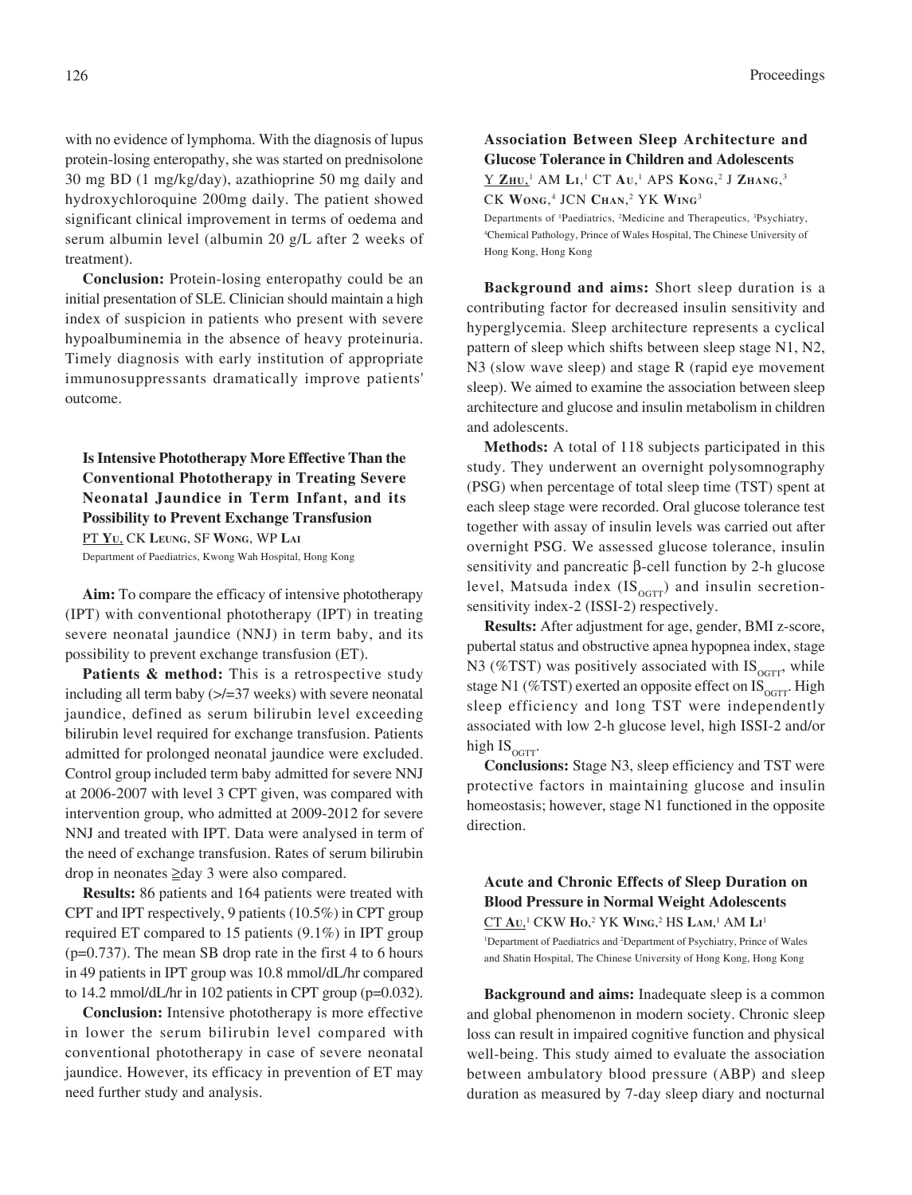with no evidence of lymphoma. With the diagnosis of lupus protein-losing enteropathy, she was started on prednisolone 30 mg BD (1 mg/kg/day), azathioprine 50 mg daily and hydroxychloroquine 200mg daily. The patient showed significant clinical improvement in terms of oedema and serum albumin level (albumin 20 g/L after 2 weeks of treatment).

**Conclusion:** Protein-losing enteropathy could be an initial presentation of SLE. Clinician should maintain a high index of suspicion in patients who present with severe hypoalbuminemia in the absence of heavy proteinuria. Timely diagnosis with early institution of appropriate immunosuppressants dramatically improve patients' outcome.

### Is Intensive Phototherapy More Effective Than the Conventional Phototherapy in Treating Severe Neonatal Jaundice in Term Infant, and its Possibility to Prevent Exchange Transfusion

PT Yu, CK Leung, SF Wong, WP Lai

Department of Paediatrics, Kwong Wah Hospital, Hong Kong

**Aim:** To compare the efficacy of intensive phototherapy (IPT) with conventional phototherapy (IPT) in treating severe neonatal jaundice (NNJ) in term baby, and its possibility to prevent exchange transfusion (ET).

**Patients & method:** This is a retrospective study including all term baby (>/=37 weeks) with severe neonatal jaundice, defined as serum bilirubin level exceeding bilirubin level required for exchange transfusion. Patients admitted for prolonged neonatal jaundice were excluded. Control group included term baby admitted for severe NNJ at 2006-2007 with level 3 CPT given, was compared with intervention group, who admitted at 2009-2012 for severe NNJ and treated with IPT. Data were analysed in term of the need of exchange transfusion. Rates of serum bilirubin drop in neonates ≧day 3 were also compared.

**Results:** 86 patients and 164 patients were treated with CPT and IPT respectively, 9 patients (10.5%) in CPT group required ET compared to 15 patients (9.1%) in IPT group (p=0.737). The mean SB drop rate in the first 4 to 6 hours in 49 patients in IPT group was 10.8 mmol/dL/hr compared to 14.2 mmol/dL/hr in 102 patients in CPT group (p=0.032).

**Conclusion:** Intensive phototherapy is more effective in lower the serum bilirubin level compared with conventional phototherapy in case of severe neonatal jaundice. However, its efficacy in prevention of ET may need further study and analysis.

### Association Between Sleep Architecture and Glucose Tolerance in Children and Adolescents

Y Zhu,[1] AM Li,[1] CT Au,[1] APS Kong,[2] J Zhang,[3] CK Wong,[4] JCN Chan,[2] YK Wing[3]

Departments of [1]Paediatrics, [2]Medicine and Therapeutics, [3]Psychiatry, [4]Chemical Pathology, Prince of Wales Hospital, The Chinese University of Hong Kong, Hong Kong

**Background and aims:** Short sleep duration is a contributing factor for decreased insulin sensitivity and hyperglycemia. Sleep architecture represents a cyclical pattern of sleep which shifts between sleep stage N1, N2, N3 (slow wave sleep) and stage R (rapid eye movement sleep). We aimed to examine the association between sleep architecture and glucose and insulin metabolism in children and adolescents.

**Methods:** A total of 118 subjects participated in this study. They underwent an overnight polysomnography (PSG) when percentage of total sleep time (TST) spent at each sleep stage were recorded. Oral glucose tolerance test together with assay of insulin levels was carried out after overnight PSG. We assessed glucose tolerance, insulin sensitivity and pancreatic β-cell function by 2-h glucose level, Matsuda index ($IS_{OGTT}$) and insulin secretion-sensitivity index-2 (ISSI-2) respectively.

**Results:** After adjustment for age, gender, BMI z-score, pubertal status and obstructive apnea hypopnea index, stage N3 (%TST) was positively associated with $IS_{OGTT}$, while stage N1 (%TST) exerted an opposite effect on $IS_{OGTT}$. High sleep efficiency and long TST were independently associated with low 2-h glucose level, high ISSI-2 and/or high $IS_{OGTT}$.

**Conclusions:** Stage N3, sleep efficiency and TST were protective factors in maintaining glucose and insulin homeostasis; however, stage N1 functioned in the opposite direction.

### Acute and Chronic Effects of Sleep Duration on Blood Pressure in Normal Weight Adolescents

CT Au,[1] CKW Ho,[2] YK Wing,[2] HS Lam,[1] AM Li[1]

[1]Department of Paediatrics and [2]Department of Psychiatry, Prince of Wales and Shatin Hospital, The Chinese University of Hong Kong, Hong Kong

**Background and aims:** Inadequate sleep is a common and global phenomenon in modern society. Chronic sleep loss can result in impaired cognitive function and physical well-being. This study aimed to evaluate the association between ambulatory blood pressure (ABP) and sleep duration as measured by 7-day sleep diary and nocturnal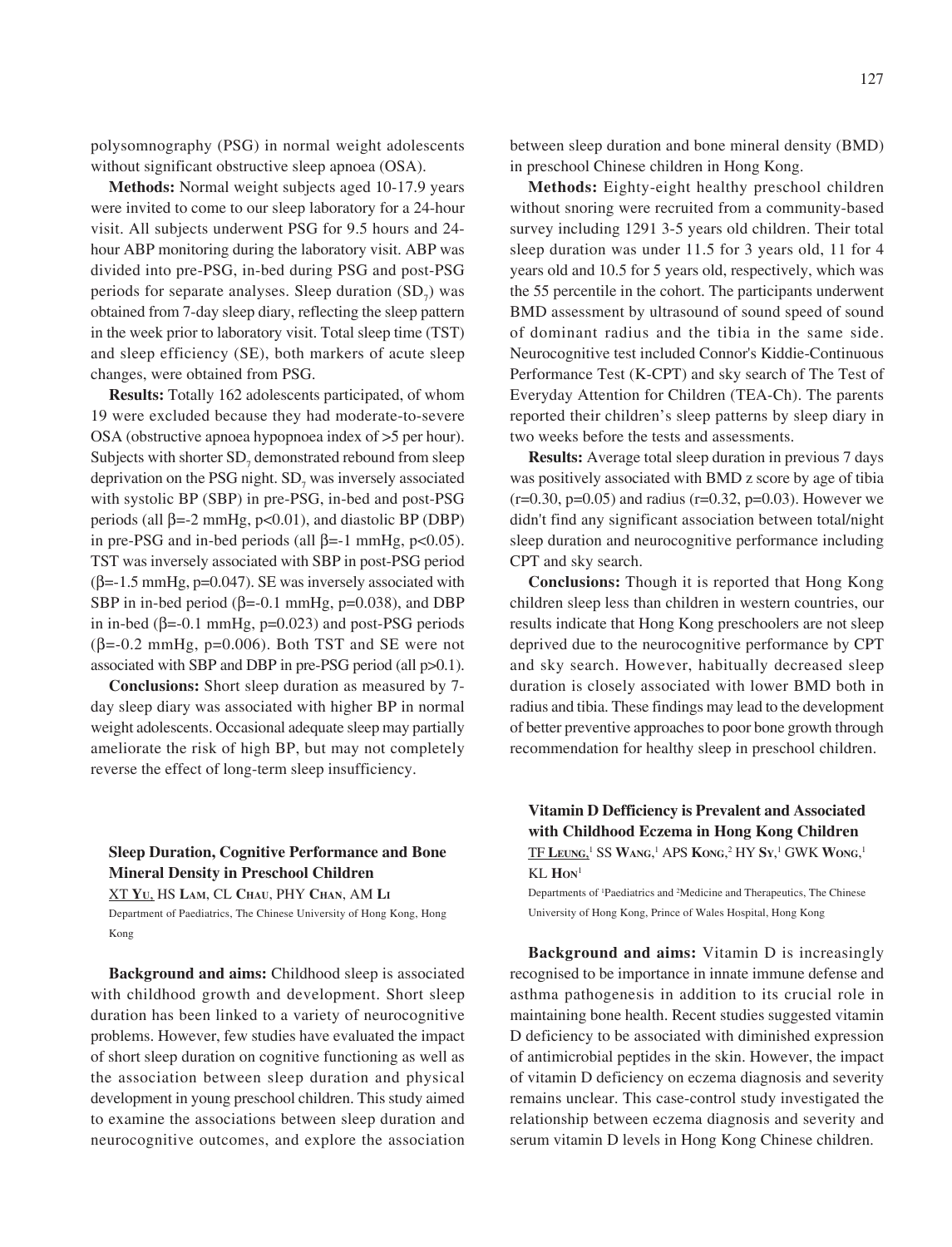polysomnography (PSG) in normal weight adolescents without significant obstructive sleep apnoea (OSA).

**Methods:** Normal weight subjects aged 10-17.9 years were invited to come to our sleep laboratory for a 24-hour visit. All subjects underwent PSG for 9.5 hours and 24-hour ABP monitoring during the laboratory visit. ABP was divided into pre-PSG, in-bed during PSG and post-PSG periods for separate analyses. Sleep duration ($SD_7$) was obtained from 7-day sleep diary, reflecting the sleep pattern in the week prior to laboratory visit. Total sleep time (TST) and sleep efficiency (SE), both markers of acute sleep changes, were obtained from PSG.

**Results:** Totally 162 adolescents participated, of whom 19 were excluded because they had moderate-to-severe OSA (obstructive apnoea hypopnoea index of >5 per hour). Subjects with shorter $SD_7$ demonstrated rebound from sleep deprivation on the PSG night. $SD_7$ was inversely associated with systolic BP (SBP) in pre-PSG, in-bed and post-PSG periods (all $\beta$=-2 mmHg, p<0.01), and diastolic BP (DBP) in pre-PSG and in-bed periods (all $\beta$=-1 mmHg, p<0.05). TST was inversely associated with SBP in post-PSG period ($\beta$=-1.5 mmHg, p=0.047). SE was inversely associated with SBP in in-bed period ($\beta$=-0.1 mmHg, p=0.038), and DBP in in-bed ($\beta$=-0.1 mmHg, p=0.023) and post-PSG periods ($\beta$=-0.2 mmHg, p=0.006). Both TST and SE were not associated with SBP and DBP in pre-PSG period (all p>0.1).

**Conclusions:** Short sleep duration as measured by 7-day sleep diary was associated with higher BP in normal weight adolescents. Occasional adequate sleep may partially ameliorate the risk of high BP, but may not completely reverse the effect of long-term sleep insufficiency.

### Sleep Duration, Cognitive Performance and Bone Mineral Density in Preschool Children

XT Yu, HS Lam, CL Chau, PHY Chan, AM Li

Department of Paediatrics, The Chinese University of Hong Kong, Hong Kong

**Background and aims:** Childhood sleep is associated with childhood growth and development. Short sleep duration has been linked to a variety of neurocognitive problems. However, few studies have evaluated the impact of short sleep duration on cognitive functioning as well as the association between sleep duration and physical development in young preschool children. This study aimed to examine the associations between sleep duration and neurocognitive outcomes, and explore the association between sleep duration and bone mineral density (BMD) in preschool Chinese children in Hong Kong.

**Methods:** Eighty-eight healthy preschool children without snoring were recruited from a community-based survey including 1291 3-5 years old children. Their total sleep duration was under 11.5 for 3 years old, 11 for 4 years old and 10.5 for 5 years old, respectively, which was the 55 percentile in the cohort. The participants underwent BMD assessment by ultrasound of sound speed of sound of dominant radius and the tibia in the same side. Neurocognitive test included Connor's Kiddie-Continuous Performance Test (K-CPT) and sky search of The Test of Everyday Attention for Children (TEA-Ch). The parents reported their children's sleep patterns by sleep diary in two weeks before the tests and assessments.

**Results:** Average total sleep duration in previous 7 days was positively associated with BMD z score by age of tibia (r=0.30, p=0.05) and radius (r=0.32, p=0.03). However we didn't find any significant association between total/night sleep duration and neurocognitive performance including CPT and sky search.

**Conclusions:** Though it is reported that Hong Kong children sleep less than children in western countries, our results indicate that Hong Kong preschoolers are not sleep deprived due to the neurocognitive performance by CPT and sky search. However, habitually decreased sleep duration is closely associated with lower BMD both in radius and tibia. These findings may lead to the development of better preventive approaches to poor bone growth through recommendation for healthy sleep in preschool children.

### Vitamin D Defficiency is Prevalent and Associated with Childhood Eczema in Hong Kong Children

TF Leung,[1] SS Wang,[1] APS Kong,[2] HY Sy,[1] GWK Wong,[1] KL Hon[1]

Departments of [1]Paediatrics and [2]Medicine and Therapeutics, The Chinese University of Hong Kong, Prince of Wales Hospital, Hong Kong

**Background and aims:** Vitamin D is increasingly recognised to be importance in innate immune defense and asthma pathogenesis in addition to its crucial role in maintaining bone health. Recent studies suggested vitamin D deficiency to be associated with diminished expression of antimicrobial peptides in the skin. However, the impact of vitamin D deficiency on eczema diagnosis and severity remains unclear. This case-control study investigated the relationship between eczema diagnosis and severity and serum vitamin D levels in Hong Kong Chinese children.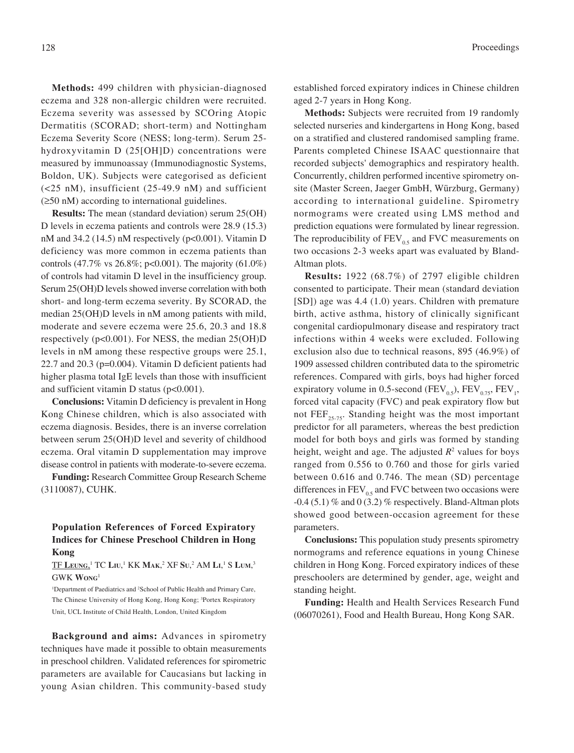**Methods:** 499 children with physician-diagnosed eczema and 328 non-allergic children were recruited. Eczema severity was assessed by SCOring Atopic Dermatitis (SCORAD; short-term) and Nottingham Eczema Severity Score (NESS; long-term). Serum 25-hydroxyvitamin D (25[OH]D) concentrations were measured by immunoassay (Immunodiagnostic Systems, Boldon, UK). Subjects were categorised as deficient (<25 nM), insufficient (25-49.9 nM) and sufficient (≥50 nM) according to international guidelines.

**Results:** The mean (standard deviation) serum 25(OH)D levels in eczema patients and controls were 28.9 (15.3) nM and 34.2 (14.5) nM respectively ($p<0.001$). Vitamin D deficiency was more common in eczema patients than controls (47.7% vs 26.8%; $p<0.001$). The majority (61.0%) of controls had vitamin D level in the insufficiency group. Serum 25(OH)D levels showed inverse correlation with both short- and long-term eczema severity. By SCORAD, the median 25(OH)D levels in nM among patients with mild, moderate and severe eczema were 25.6, 20.3 and 18.8 respectively ($p<0.001$). For NESS, the median 25(OH)D levels in nM among these respective groups were 25.1, 22.7 and 20.3 ($p=0.004$). Vitamin D deficient patients had higher plasma total IgE levels than those with insufficient and sufficient vitamin D status ($p<0.001$).

**Conclusions:** Vitamin D deficiency is prevalent in Hong Kong Chinese children, which is also associated with eczema diagnosis. Besides, there is an inverse correlation between serum 25(OH)D level and severity of childhood eczema. Oral vitamin D supplementation may improve disease control in patients with moderate-to-severe eczema.

**Funding:** Research Committee Group Research Scheme (3110087), CUHK.

### Population References of Forced Expiratory Indices for Chinese Preschool Children in Hong Kong

TF Leung,[1] TC Liu,[1] KK Mak,[2] XF Su,[2] AM Li,[1] S Lum,[3] GWK Wong[1]

[1]Department of Paediatrics and [2]School of Public Health and Primary Care, The Chinese University of Hong Kong, Hong Kong; [3]Portex Respiratory Unit, UCL Institute of Child Health, London, United Kingdom

**Background and aims:** Advances in spirometry techniques have made it possible to obtain measurements in preschool children. Validated references for spirometric parameters are available for Caucasians but lacking in young Asian children. This community-based study established forced expiratory indices in Chinese children aged 2-7 years in Hong Kong.

**Methods:** Subjects were recruited from 19 randomly selected nurseries and kindergartens in Hong Kong, based on a stratified and clustered randomised sampling frame. Parents completed Chinese ISAAC questionnaire that recorded subjects' demographics and respiratory health. Concurrently, children performed incentive spirometry on-site (Master Screen, Jaeger GmbH, Würzburg, Germany) according to international guideline. Spirometry normograms were created using LMS method and prediction equations were formulated by linear regression. The reproducibility of $FEV_{0.5}$ and FVC measurements on two occasions 2-3 weeks apart was evaluated by Bland-Altman plots.

**Results:** 1922 (68.7%) of 2797 eligible children consented to participate. Their mean (standard deviation [SD]) age was 4.4 (1.0) years. Children with premature birth, active asthma, history of clinically significant congenital cardiopulmonary disease and respiratory tract infections within 4 weeks were excluded. Following exclusion also due to technical reasons, 895 (46.9%) of 1909 assessed children contributed data to the spirometric references. Compared with girls, boys had higher forced expiratory volume in 0.5-second ($FEV_{0.5}$), $FEV_{0.75}$, $FEV_1$, forced vital capacity (FVC) and peak expiratory flow but not $FEF_{25-75}$. Standing height was the most important predictor for all parameters, whereas the best prediction model for both boys and girls was formed by standing height, weight and age. The adjusted $R^2$ values for boys ranged from 0.556 to 0.760 and those for girls varied between 0.616 and 0.746. The mean (SD) percentage differences in $FEV_{0.5}$ and FVC between two occasions were -0.4 (5.1) % and 0 (3.2) % respectively. Bland-Altman plots showed good between-occasion agreement for these parameters.

**Conclusions:** This population study presents spirometry normograms and reference equations in young Chinese children in Hong Kong. Forced expiratory indices of these preschoolers are determined by gender, age, weight and standing height.

**Funding:** Health and Health Services Research Fund (06070261), Food and Health Bureau, Hong Kong SAR.